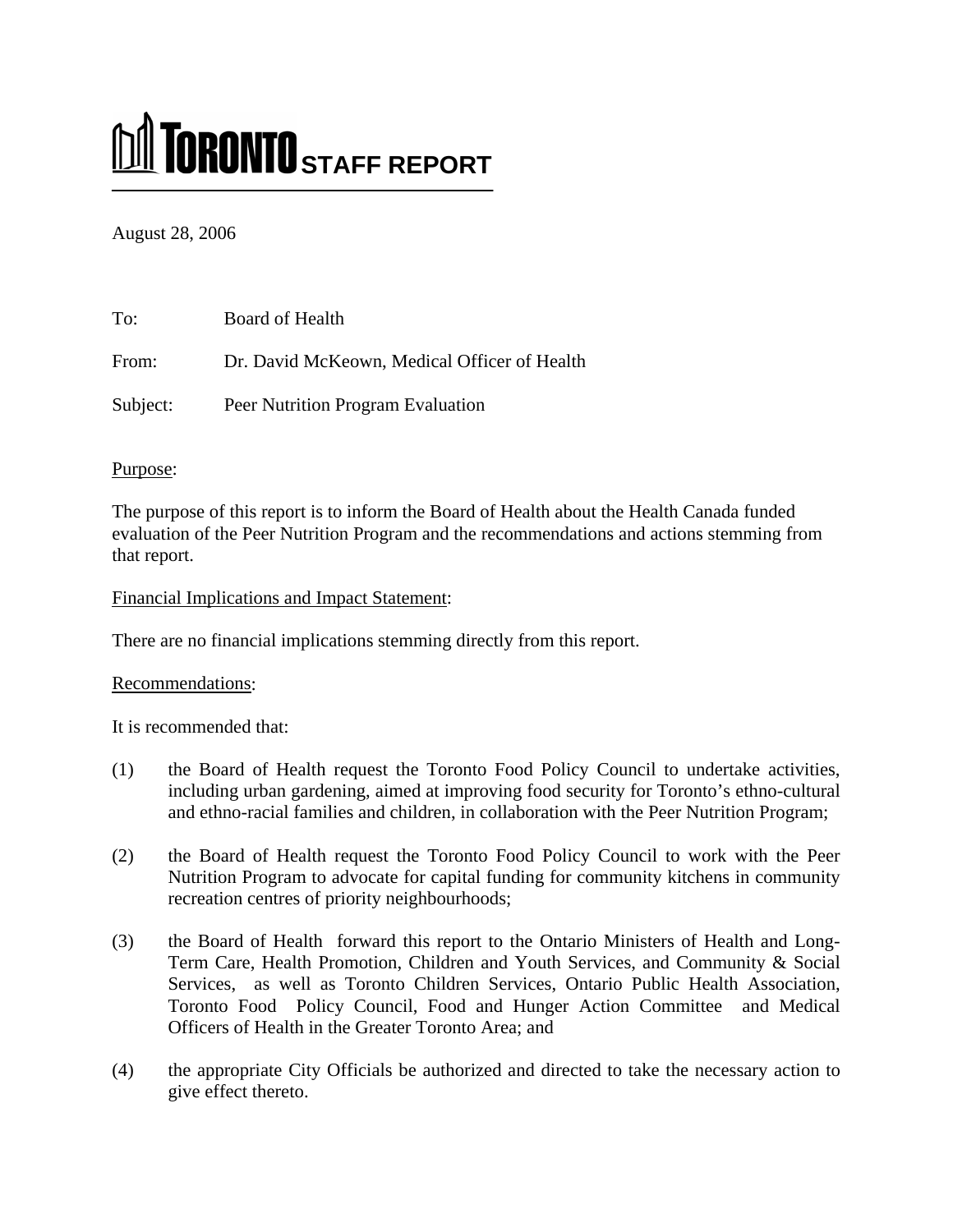# TORONTO STAFF REPORT

August 28, 2006

To: Board of Health

From: Dr. David McKeown, Medical Officer of Health

Subject: Peer Nutrition Program Evaluation

Purpose:

The purpose of this report is to inform the Board of Health about the Health Canada funded evaluation of the Peer Nutrition Program and the recommendations and actions stemming from that report.

Financial Implications and Impact Statement:

There are no financial implications stemming directly from this report.

Recommendations:

It is recommended that:

(1) the Board of Health request the Toronto Food Policy Council to undertake activities, including urban gardening, aimed at improving food security for Toronto's ethno-cultural and ethno-racial families and children, in collaboration with the Peer Nutrition Program;

(2) the Board of Health request the Toronto Food Policy Council to work with the Peer Nutrition Program to advocate for capital funding for community kitchens in community recreation centres of priority neighbourhoods;

(3) the Board of Health forward this report to the Ontario Ministers of Health and Long-Term Care, Health Promotion, Children and Youth Services, and Community & Social Services, as well as Toronto Children Services, Ontario Public Health Association, Toronto Food Policy Council, Food and Hunger Action Committee and Medical Officers of Health in the Greater Toronto Area; and

(4) the appropriate City Officials be authorized and directed to take the necessary action to give effect thereto.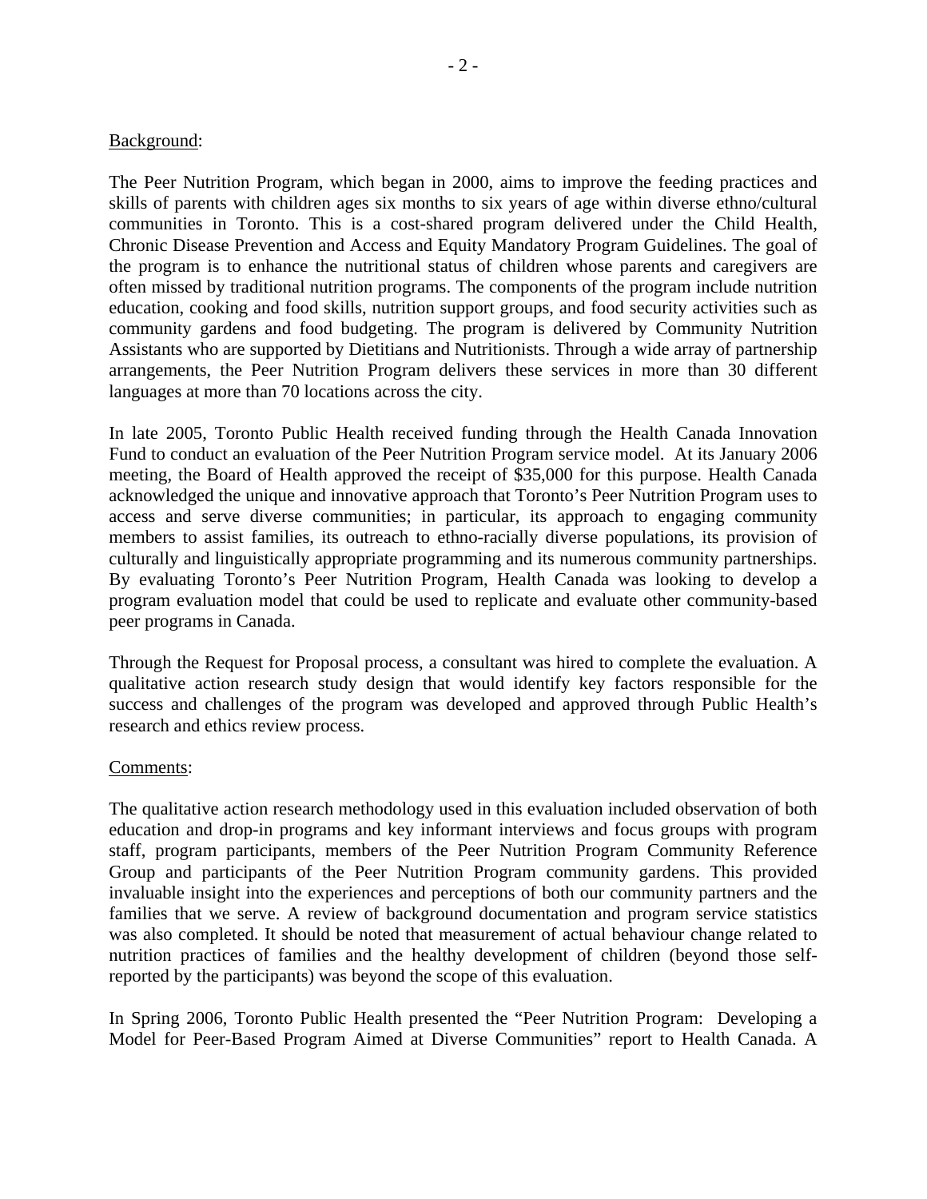Background:

The Peer Nutrition Program, which began in 2000, aims to improve the feeding practices and skills of parents with children ages six months to six years of age within diverse ethno/cultural communities in Toronto. This is a cost-shared program delivered under the Child Health, Chronic Disease Prevention and Access and Equity Mandatory Program Guidelines. The goal of the program is to enhance the nutritional status of children whose parents and caregivers are often missed by traditional nutrition programs. The components of the program include nutrition education, cooking and food skills, nutrition support groups, and food security activities such as community gardens and food budgeting. The program is delivered by Community Nutrition Assistants who are supported by Dietitians and Nutritionists. Through a wide array of partnership arrangements, the Peer Nutrition Program delivers these services in more than 30 different languages at more than 70 locations across the city.

In late 2005, Toronto Public Health received funding through the Health Canada Innovation Fund to conduct an evaluation of the Peer Nutrition Program service model. At its January 2006 meeting, the Board of Health approved the receipt of $35,000 for this purpose. Health Canada acknowledged the unique and innovative approach that Toronto's Peer Nutrition Program uses to access and serve diverse communities; in particular, its approach to engaging community members to assist families, its outreach to ethno-racially diverse populations, its provision of culturally and linguistically appropriate programming and its numerous community partnerships. By evaluating Toronto's Peer Nutrition Program, Health Canada was looking to develop a program evaluation model that could be used to replicate and evaluate other community-based peer programs in Canada.

Through the Request for Proposal process, a consultant was hired to complete the evaluation. A qualitative action research study design that would identify key factors responsible for the success and challenges of the program was developed and approved through Public Health's research and ethics review process.

Comments:

The qualitative action research methodology used in this evaluation included observation of both education and drop-in programs and key informant interviews and focus groups with program staff, program participants, members of the Peer Nutrition Program Community Reference Group and participants of the Peer Nutrition Program community gardens. This provided invaluable insight into the experiences and perceptions of both our community partners and the families that we serve. A review of background documentation and program service statistics was also completed. It should be noted that measurement of actual behaviour change related to nutrition practices of families and the healthy development of children (beyond those self-reported by the participants) was beyond the scope of this evaluation.

In Spring 2006, Toronto Public Health presented the "Peer Nutrition Program: Developing a Model for Peer-Based Program Aimed at Diverse Communities" report to Health Canada. A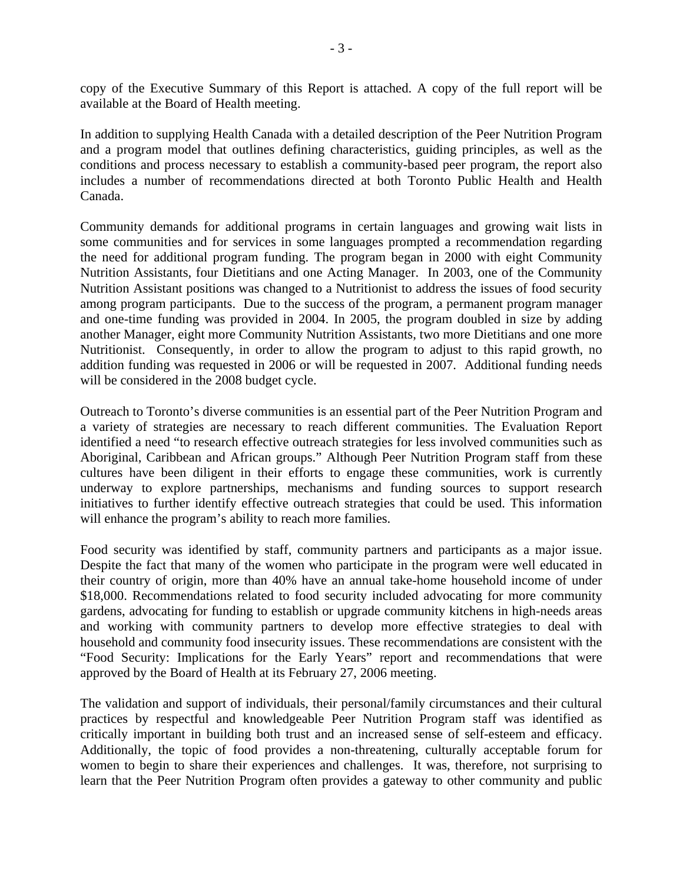copy of the Executive Summary of this Report is attached. A copy of the full report will be available at the Board of Health meeting.

In addition to supplying Health Canada with a detailed description of the Peer Nutrition Program and a program model that outlines defining characteristics, guiding principles, as well as the conditions and process necessary to establish a community-based peer program, the report also includes a number of recommendations directed at both Toronto Public Health and Health Canada.

Community demands for additional programs in certain languages and growing wait lists in some communities and for services in some languages prompted a recommendation regarding the need for additional program funding. The program began in 2000 with eight Community Nutrition Assistants, four Dietitians and one Acting Manager. In 2003, one of the Community Nutrition Assistant positions was changed to a Nutritionist to address the issues of food security among program participants. Due to the success of the program, a permanent program manager and one-time funding was provided in 2004. In 2005, the program doubled in size by adding another Manager, eight more Community Nutrition Assistants, two more Dietitians and one more Nutritionist. Consequently, in order to allow the program to adjust to this rapid growth, no addition funding was requested in 2006 or will be requested in 2007. Additional funding needs will be considered in the 2008 budget cycle.

Outreach to Toronto's diverse communities is an essential part of the Peer Nutrition Program and a variety of strategies are necessary to reach different communities. The Evaluation Report identified a need "to research effective outreach strategies for less involved communities such as Aboriginal, Caribbean and African groups." Although Peer Nutrition Program staff from these cultures have been diligent in their efforts to engage these communities, work is currently underway to explore partnerships, mechanisms and funding sources to support research initiatives to further identify effective outreach strategies that could be used. This information will enhance the program's ability to reach more families.

Food security was identified by staff, community partners and participants as a major issue. Despite the fact that many of the women who participate in the program were well educated in their country of origin, more than 40% have an annual take-home household income of under $18,000. Recommendations related to food security included advocating for more community gardens, advocating for funding to establish or upgrade community kitchens in high-needs areas and working with community partners to develop more effective strategies to deal with household and community food insecurity issues. These recommendations are consistent with the "Food Security: Implications for the Early Years" report and recommendations that were approved by the Board of Health at its February 27, 2006 meeting.

The validation and support of individuals, their personal/family circumstances and their cultural practices by respectful and knowledgeable Peer Nutrition Program staff was identified as critically important in building both trust and an increased sense of self-esteem and efficacy. Additionally, the topic of food provides a non-threatening, culturally acceptable forum for women to begin to share their experiences and challenges. It was, therefore, not surprising to learn that the Peer Nutrition Program often provides a gateway to other community and public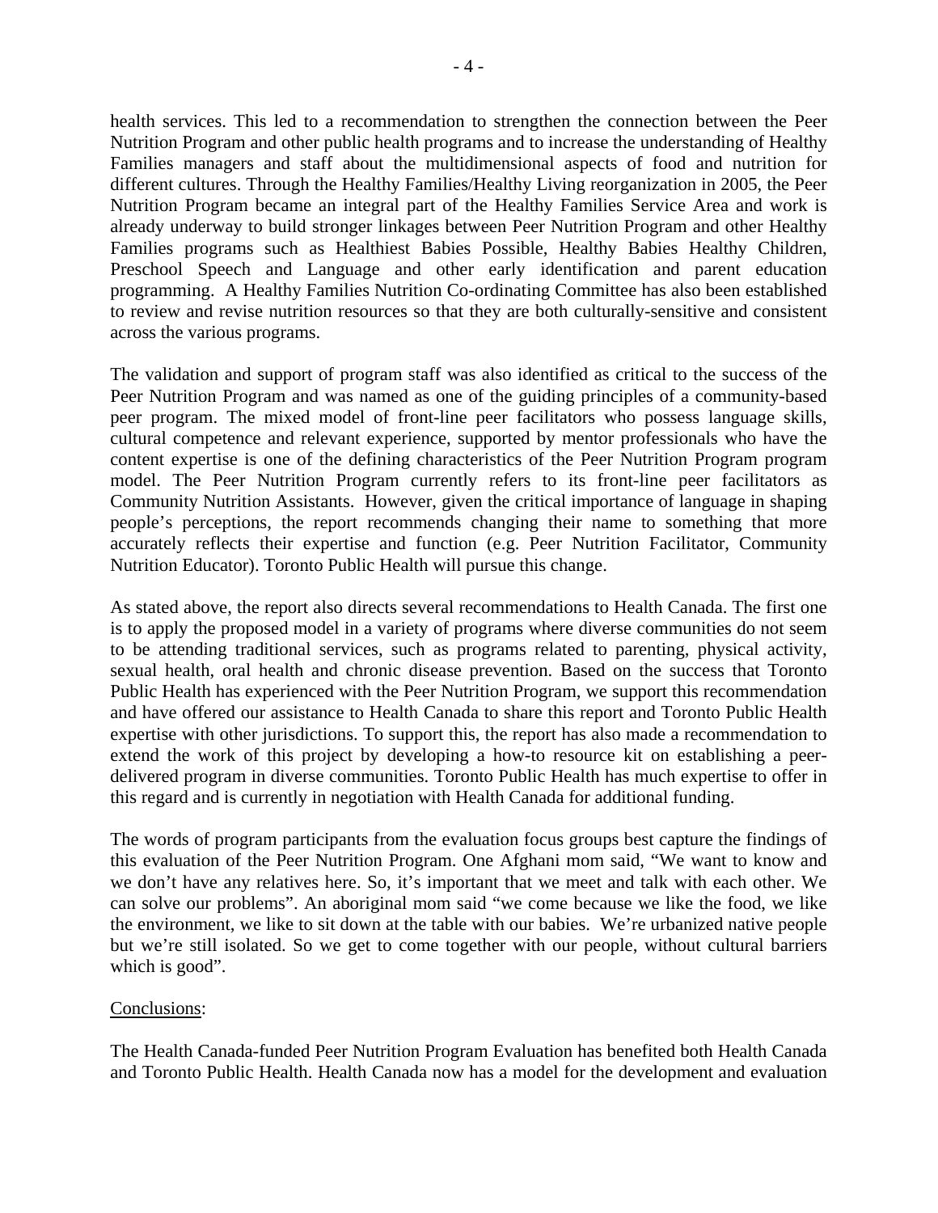health services. This led to a recommendation to strengthen the connection between the Peer Nutrition Program and other public health programs and to increase the understanding of Healthy Families managers and staff about the multidimensional aspects of food and nutrition for different cultures. Through the Healthy Families/Healthy Living reorganization in 2005, the Peer Nutrition Program became an integral part of the Healthy Families Service Area and work is already underway to build stronger linkages between Peer Nutrition Program and other Healthy Families programs such as Healthiest Babies Possible, Healthy Babies Healthy Children, Preschool Speech and Language and other early identification and parent education programming. A Healthy Families Nutrition Co-ordinating Committee has also been established to review and revise nutrition resources so that they are both culturally-sensitive and consistent across the various programs.

The validation and support of program staff was also identified as critical to the success of the Peer Nutrition Program and was named as one of the guiding principles of a community-based peer program. The mixed model of front-line peer facilitators who possess language skills, cultural competence and relevant experience, supported by mentor professionals who have the content expertise is one of the defining characteristics of the Peer Nutrition Program program model. The Peer Nutrition Program currently refers to its front-line peer facilitators as Community Nutrition Assistants. However, given the critical importance of language in shaping people's perceptions, the report recommends changing their name to something that more accurately reflects their expertise and function (e.g. Peer Nutrition Facilitator, Community Nutrition Educator). Toronto Public Health will pursue this change.

As stated above, the report also directs several recommendations to Health Canada. The first one is to apply the proposed model in a variety of programs where diverse communities do not seem to be attending traditional services, such as programs related to parenting, physical activity, sexual health, oral health and chronic disease prevention. Based on the success that Toronto Public Health has experienced with the Peer Nutrition Program, we support this recommendation and have offered our assistance to Health Canada to share this report and Toronto Public Health expertise with other jurisdictions. To support this, the report has also made a recommendation to extend the work of this project by developing a how-to resource kit on establishing a peer-delivered program in diverse communities. Toronto Public Health has much expertise to offer in this regard and is currently in negotiation with Health Canada for additional funding.

The words of program participants from the evaluation focus groups best capture the findings of this evaluation of the Peer Nutrition Program. One Afghani mom said, "We want to know and we don't have any relatives here. So, it's important that we meet and talk with each other. We can solve our problems". An aboriginal mom said "we come because we like the food, we like the environment, we like to sit down at the table with our babies. We're urbanized native people but we're still isolated. So we get to come together with our people, without cultural barriers which is good".

Conclusions:

The Health Canada-funded Peer Nutrition Program Evaluation has benefited both Health Canada and Toronto Public Health. Health Canada now has a model for the development and evaluation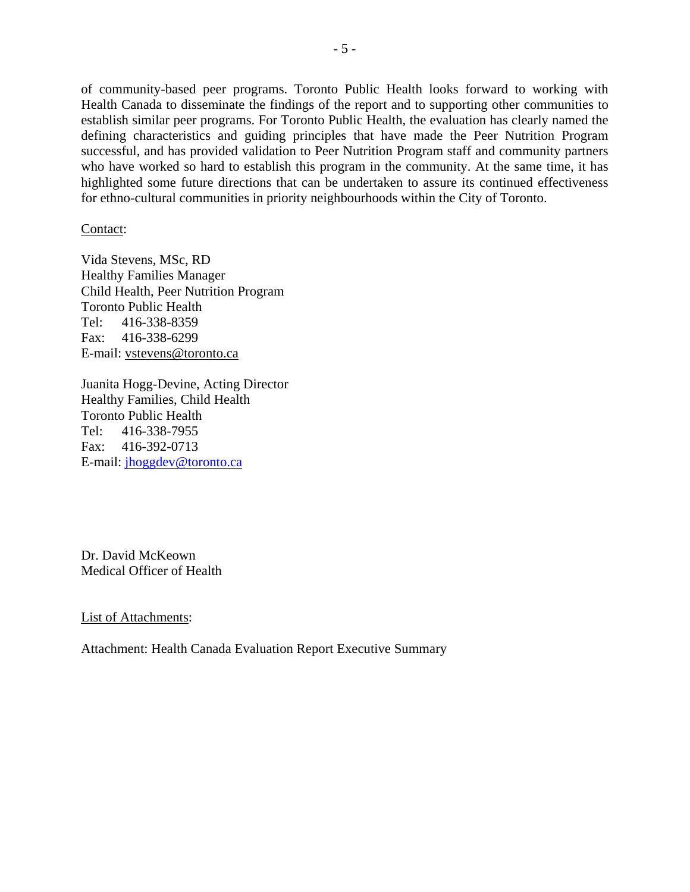of community-based peer programs. Toronto Public Health looks forward to working with Health Canada to disseminate the findings of the report and to supporting other communities to establish similar peer programs. For Toronto Public Health, the evaluation has clearly named the defining characteristics and guiding principles that have made the Peer Nutrition Program successful, and has provided validation to Peer Nutrition Program staff and community partners who have worked so hard to establish this program in the community. At the same time, it has highlighted some future directions that can be undertaken to assure its continued effectiveness for ethno-cultural communities in priority neighbourhoods within the City of Toronto.

Contact:

Vida Stevens, MSc, RD
Healthy Families Manager
Child Health, Peer Nutrition Program
Toronto Public Health
Tel: 416-338-8359
Fax: 416-338-6299
E-mail: vstevens@toronto.ca

Juanita Hogg-Devine, Acting Director
Healthy Families, Child Health
Toronto Public Health
Tel: 416-338-7955
Fax: 416-392-0713
E-mail: jhoggdev@toronto.ca

Dr. David McKeown
Medical Officer of Health

List of Attachments:

Attachment: Health Canada Evaluation Report Executive Summary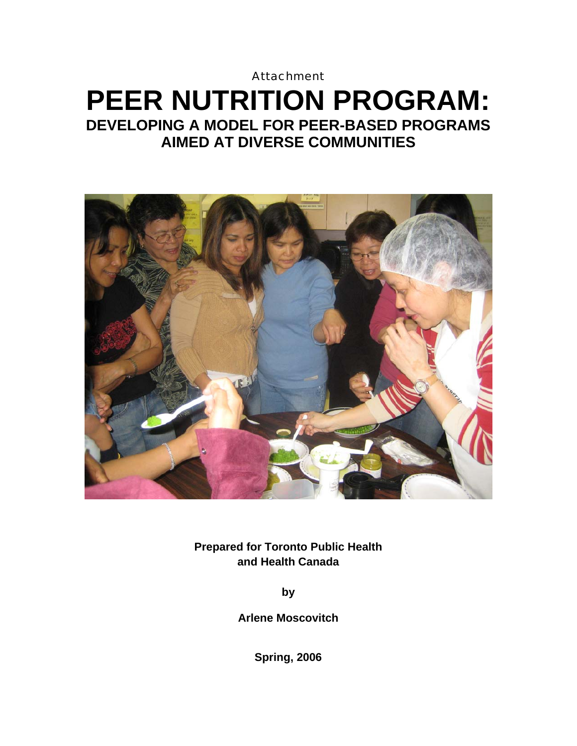Attachment

# PEER NUTRITION PROGRAM:

## DEVELOPING A MODEL FOR PEER-BASED PROGRAMS AIMED AT DIVERSE COMMUNITIES

**Prepared for Toronto Public Health and Health Canada**

**by**

**Arlene Moscovitch**

**Spring, 2006**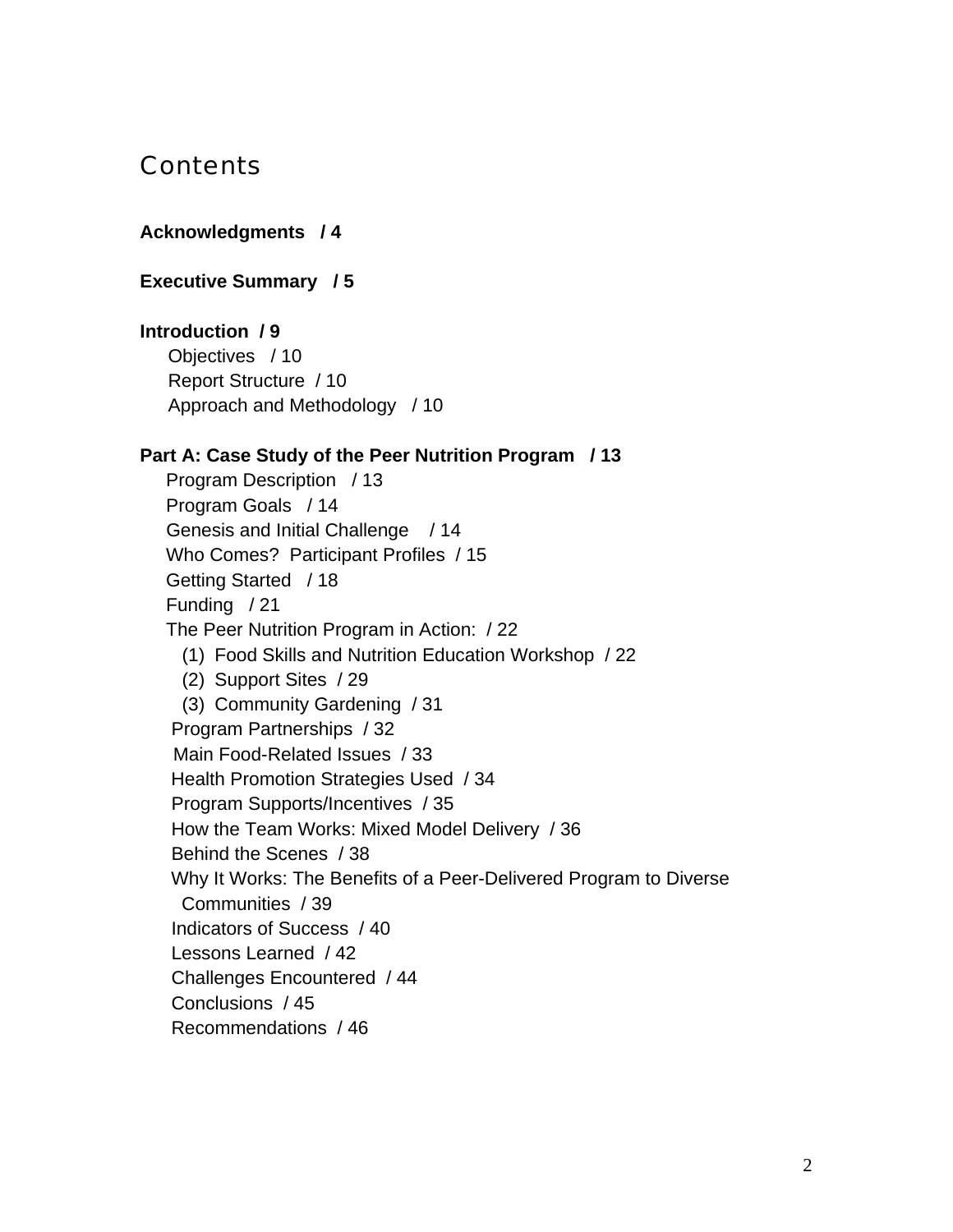# Contents

**Acknowledgments / 4**

**Executive Summary / 5**

**Introduction / 9**

- Objectives / 10
- Report Structure / 10
- Approach and Methodology / 10

**Part A: Case Study of the Peer Nutrition Program / 13**

- Program Description / 13
- Program Goals / 14
- Genesis and Initial Challenge / 14
- Who Comes? Participant Profiles / 15
- Getting Started / 18
- Funding / 21
- The Peer Nutrition Program in Action: / 22
  - (1) Food Skills and Nutrition Education Workshop / 22
  - (2) Support Sites / 29
  - (3) Community Gardening / 31
- Program Partnerships / 32
- Main Food-Related Issues / 33
- Health Promotion Strategies Used / 34
- Program Supports/Incentives / 35
- How the Team Works: Mixed Model Delivery / 36
- Behind the Scenes / 38
- Why It Works: The Benefits of a Peer-Delivered Program to Diverse Communities / 39
- Indicators of Success / 40
- Lessons Learned / 42
- Challenges Encountered / 44
- Conclusions / 45
- Recommendations / 46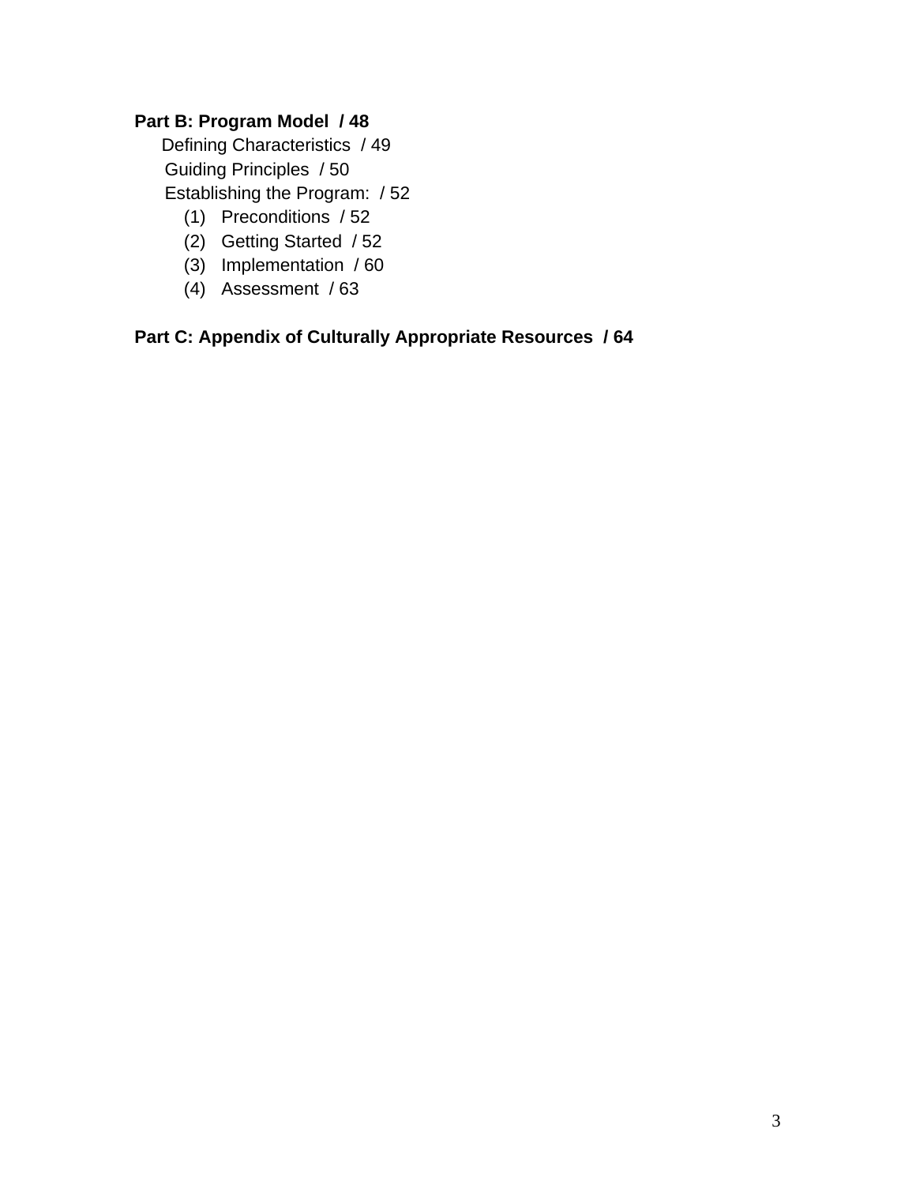**Part B: Program Model / 48**

- Defining Characteristics / 49
- Guiding Principles / 50
- Establishing the Program: / 52
    1. Preconditions / 52
    2. Getting Started / 52
    3. Implementation / 60
    4. Assessment / 63

**Part C: Appendix of Culturally Appropriate Resources / 64**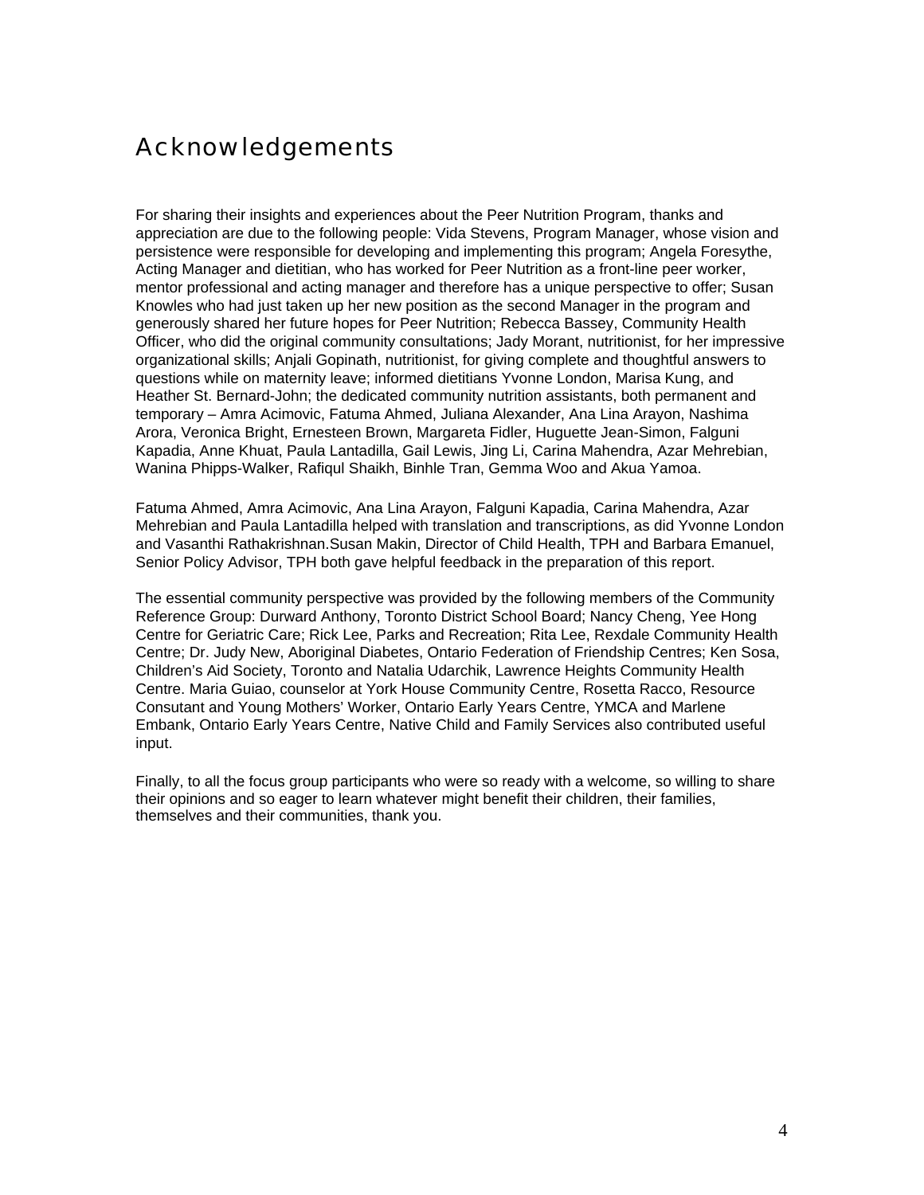# Acknowledgements

For sharing their insights and experiences about the Peer Nutrition Program, thanks and appreciation are due to the following people: Vida Stevens, Program Manager, whose vision and persistence were responsible for developing and implementing this program; Angela Foresythe, Acting Manager and dietitian, who has worked for Peer Nutrition as a front-line peer worker, mentor professional and acting manager and therefore has a unique perspective to offer; Susan Knowles who had just taken up her new position as the second Manager in the program and generously shared her future hopes for Peer Nutrition; Rebecca Bassey, Community Health Officer, who did the original community consultations; Jady Morant, nutritionist, for her impressive organizational skills; Anjali Gopinath, nutritionist, for giving complete and thoughtful answers to questions while on maternity leave; informed dietitians Yvonne London, Marisa Kung, and Heather St. Bernard-John; the dedicated community nutrition assistants, both permanent and temporary – Amra Acimovic, Fatuma Ahmed, Juliana Alexander, Ana Lina Arayon, Nashima Arora, Veronica Bright, Ernesteen Brown, Margareta Fidler, Huguette Jean-Simon, Falguni Kapadia, Anne Khuat, Paula Lantadilla, Gail Lewis, Jing Li, Carina Mahendra, Azar Mehrebian, Wanina Phipps-Walker, Rafiqul Shaikh, Binhle Tran, Gemma Woo and Akua Yamoa.

Fatuma Ahmed, Amra Acimovic, Ana Lina Arayon, Falguni Kapadia, Carina Mahendra, Azar Mehrebian and Paula Lantadilla helped with translation and transcriptions, as did Yvonne London and Vasanthi Rathakrishnan.Susan Makin, Director of Child Health, TPH and Barbara Emanuel, Senior Policy Advisor, TPH both gave helpful feedback in the preparation of this report.

The essential community perspective was provided by the following members of the Community Reference Group: Durward Anthony, Toronto District School Board; Nancy Cheng, Yee Hong Centre for Geriatric Care; Rick Lee, Parks and Recreation; Rita Lee, Rexdale Community Health Centre; Dr. Judy New, Aboriginal Diabetes, Ontario Federation of Friendship Centres; Ken Sosa, Children's Aid Society, Toronto and Natalia Udarchik, Lawrence Heights Community Health Centre. Maria Guiao, counselor at York House Community Centre, Rosetta Racco, Resource Consutant and Young Mothers' Worker, Ontario Early Years Centre, YMCA and Marlene Embank, Ontario Early Years Centre, Native Child and Family Services also contributed useful input.

Finally, to all the focus group participants who were so ready with a welcome, so willing to share their opinions and so eager to learn whatever might benefit their children, their families, themselves and their communities, thank you.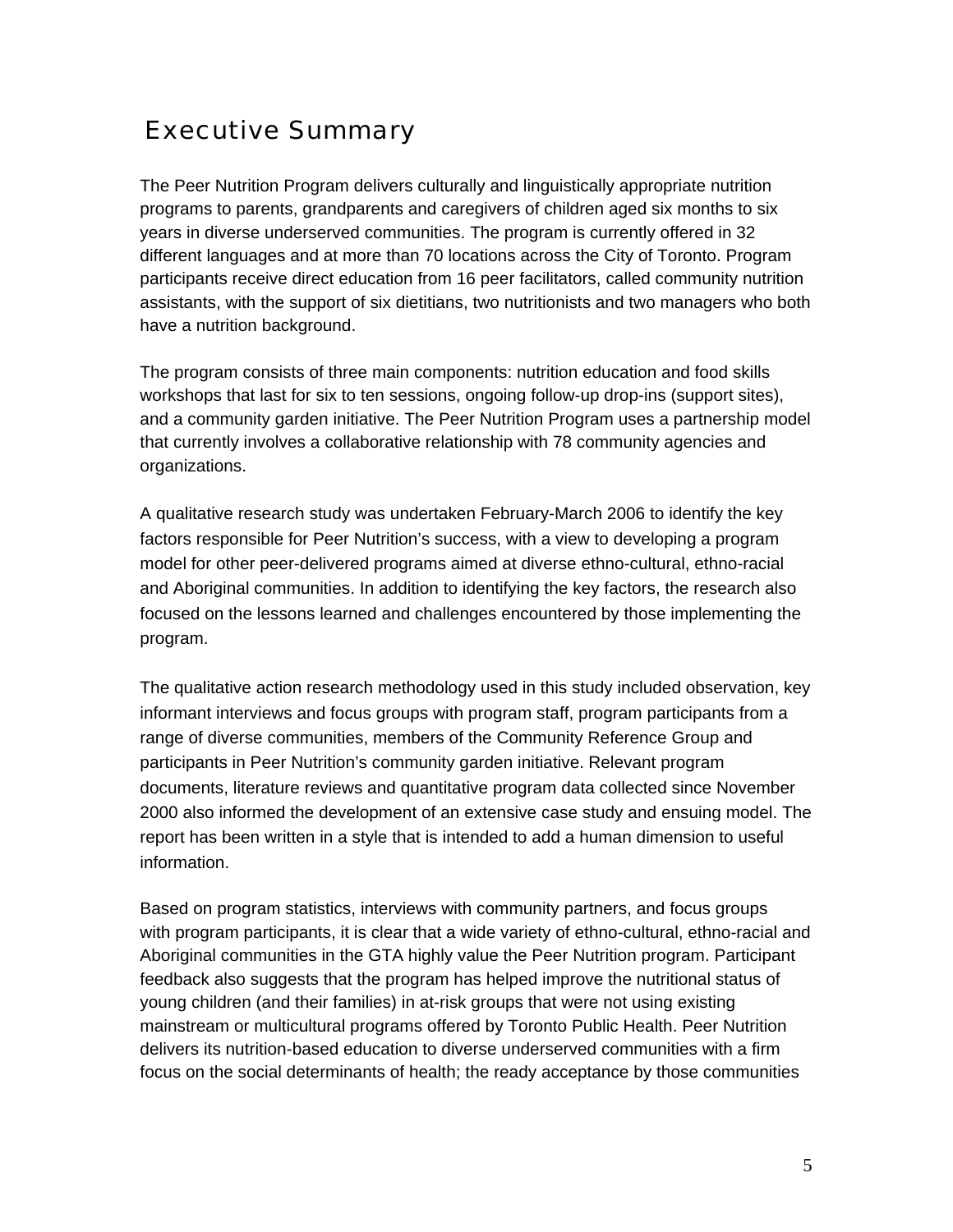# Executive Summary

The Peer Nutrition Program delivers culturally and linguistically appropriate nutrition programs to parents, grandparents and caregivers of children aged six months to six years in diverse underserved communities. The program is currently offered in 32 different languages and at more than 70 locations across the City of Toronto. Program participants receive direct education from 16 peer facilitators, called community nutrition assistants, with the support of six dietitians, two nutritionists and two managers who both have a nutrition background.

The program consists of three main components: nutrition education and food skills workshops that last for six to ten sessions, ongoing follow-up drop-ins (support sites), and a community garden initiative. The Peer Nutrition Program uses a partnership model that currently involves a collaborative relationship with 78 community agencies and organizations.

A qualitative research study was undertaken February-March 2006 to identify the key factors responsible for Peer Nutrition's success, with a view to developing a program model for other peer-delivered programs aimed at diverse ethno-cultural, ethno-racial and Aboriginal communities. In addition to identifying the key factors, the research also focused on the lessons learned and challenges encountered by those implementing the program.

The qualitative action research methodology used in this study included observation, key informant interviews and focus groups with program staff, program participants from a range of diverse communities, members of the Community Reference Group and participants in Peer Nutrition's community garden initiative. Relevant program documents, literature reviews and quantitative program data collected since November 2000 also informed the development of an extensive case study and ensuing model. The report has been written in a style that is intended to add a human dimension to useful information.

Based on program statistics, interviews with community partners, and focus groups with program participants, it is clear that a wide variety of ethno-cultural, ethno-racial and Aboriginal communities in the GTA highly value the Peer Nutrition program. Participant feedback also suggests that the program has helped improve the nutritional status of young children (and their families) in at-risk groups that were not using existing mainstream or multicultural programs offered by Toronto Public Health. Peer Nutrition delivers its nutrition-based education to diverse underserved communities with a firm focus on the social determinants of health; the ready acceptance by those communities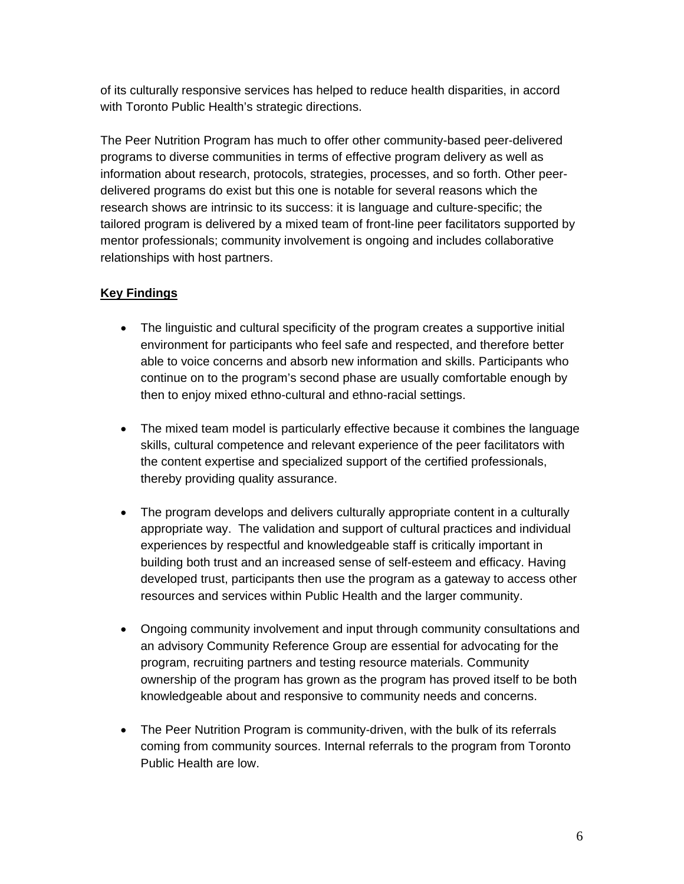of its culturally responsive services has helped to reduce health disparities, in accord with Toronto Public Health's strategic directions.

The Peer Nutrition Program has much to offer other community-based peer-delivered programs to diverse communities in terms of effective program delivery as well as information about research, protocols, strategies, processes, and so forth. Other peer-delivered programs do exist but this one is notable for several reasons which the research shows are intrinsic to its success: it is language and culture-specific; the tailored program is delivered by a mixed team of front-line peer facilitators supported by mentor professionals; community involvement is ongoing and includes collaborative relationships with host partners.

## Key Findings

- The linguistic and cultural specificity of the program creates a supportive initial environment for participants who feel safe and respected, and therefore better able to voice concerns and absorb new information and skills. Participants who continue on to the program's second phase are usually comfortable enough by then to enjoy mixed ethno-cultural and ethno-racial settings.

- The mixed team model is particularly effective because it combines the language skills, cultural competence and relevant experience of the peer facilitators with the content expertise and specialized support of the certified professionals, thereby providing quality assurance.

- The program develops and delivers culturally appropriate content in a culturally appropriate way. The validation and support of cultural practices and individual experiences by respectful and knowledgeable staff is critically important in building both trust and an increased sense of self-esteem and efficacy. Having developed trust, participants then use the program as a gateway to access other resources and services within Public Health and the larger community.

- Ongoing community involvement and input through community consultations and an advisory Community Reference Group are essential for advocating for the program, recruiting partners and testing resource materials. Community ownership of the program has grown as the program has proved itself to be both knowledgeable about and responsive to community needs and concerns.

- The Peer Nutrition Program is community-driven, with the bulk of its referrals coming from community sources. Internal referrals to the program from Toronto Public Health are low.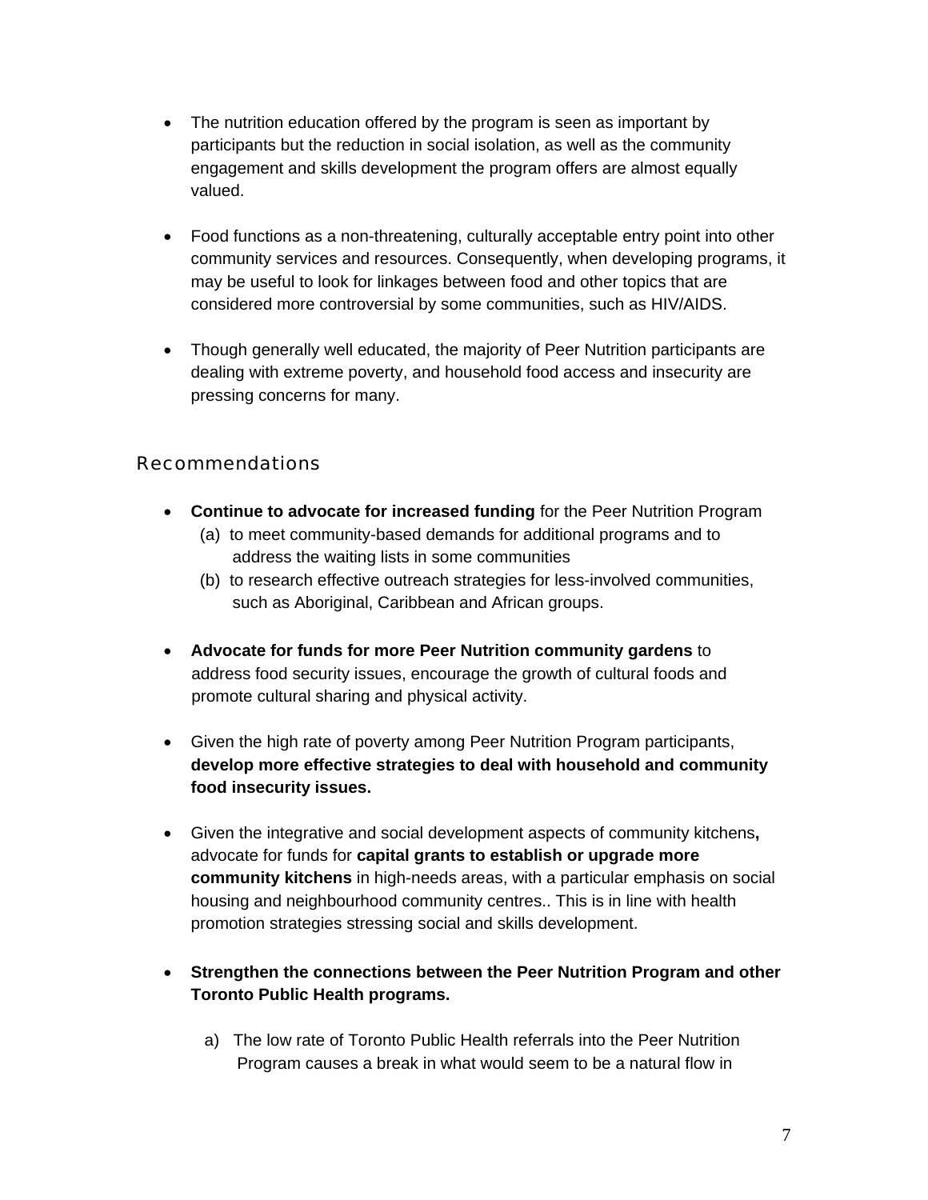- The nutrition education offered by the program is seen as important by participants but the reduction in social isolation, as well as the community engagement and skills development the program offers are almost equally valued.

- Food functions as a non-threatening, culturally acceptable entry point into other community services and resources. Consequently, when developing programs, it may be useful to look for linkages between food and other topics that are considered more controversial by some communities, such as HIV/AIDS.

- Though generally well educated, the majority of Peer Nutrition participants are dealing with extreme poverty, and household food access and insecurity are pressing concerns for many.

## Recommendations

- **Continue to advocate for increased funding** for the Peer Nutrition Program
  (a) to meet community-based demands for additional programs and to address the waiting lists in some communities
  (b) to research effective outreach strategies for less-involved communities, such as Aboriginal, Caribbean and African groups.

- **Advocate for funds for more Peer Nutrition community gardens** to address food security issues, encourage the growth of cultural foods and promote cultural sharing and physical activity.

- Given the high rate of poverty among Peer Nutrition Program participants, **develop more effective strategies to deal with household and community food insecurity issues.**

- Given the integrative and social development aspects of community kitchens**,** advocate for funds for **capital grants to establish or upgrade more community kitchens** in high-needs areas, with a particular emphasis on social housing and neighbourhood community centres.. This is in line with health promotion strategies stressing social and skills development.

- **Strengthen the connections between the Peer Nutrition Program and other Toronto Public Health programs.**

  a) The low rate of Toronto Public Health referrals into the Peer Nutrition Program causes a break in what would seem to be a natural flow in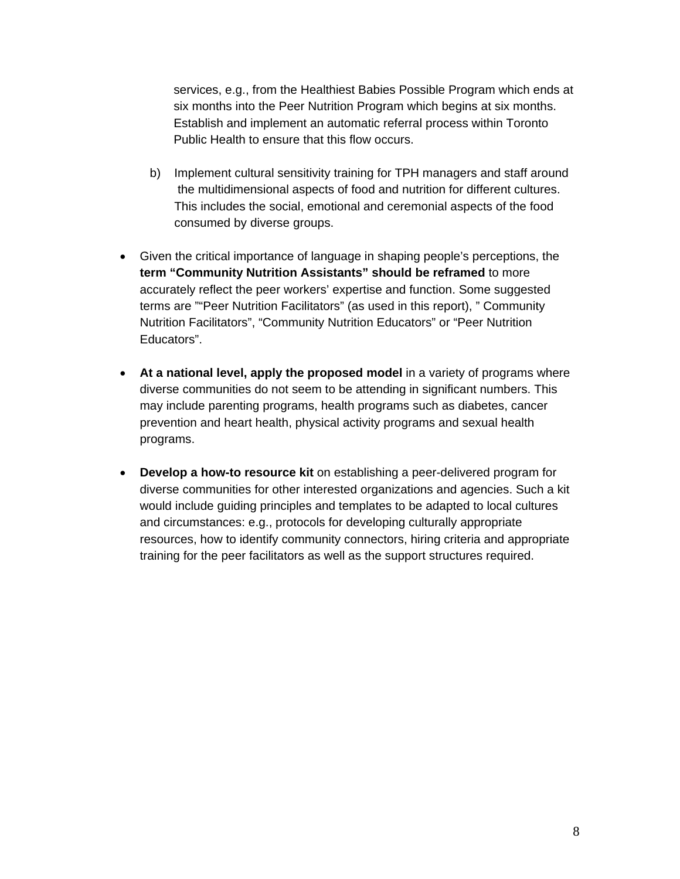services, e.g., from the Healthiest Babies Possible Program which ends at six months into the Peer Nutrition Program which begins at six months. Establish and implement an automatic referral process within Toronto Public Health to ensure that this flow occurs.

b) Implement cultural sensitivity training for TPH managers and staff around the multidimensional aspects of food and nutrition for different cultures. This includes the social, emotional and ceremonial aspects of the food consumed by diverse groups.

- Given the critical importance of language in shaping people's perceptions, the **term "Community Nutrition Assistants" should be reframed** to more accurately reflect the peer workers' expertise and function. Some suggested terms are ""Peer Nutrition Facilitators" (as used in this report), " Community Nutrition Facilitators", "Community Nutrition Educators" or "Peer Nutrition Educators".

- **At a national level, apply the proposed model** in a variety of programs where diverse communities do not seem to be attending in significant numbers. This may include parenting programs, health programs such as diabetes, cancer prevention and heart health, physical activity programs and sexual health programs.

- **Develop a how-to resource kit** on establishing a peer-delivered program for diverse communities for other interested organizations and agencies. Such a kit would include guiding principles and templates to be adapted to local cultures and circumstances: e.g., protocols for developing culturally appropriate resources, how to identify community connectors, hiring criteria and appropriate training for the peer facilitators as well as the support structures required.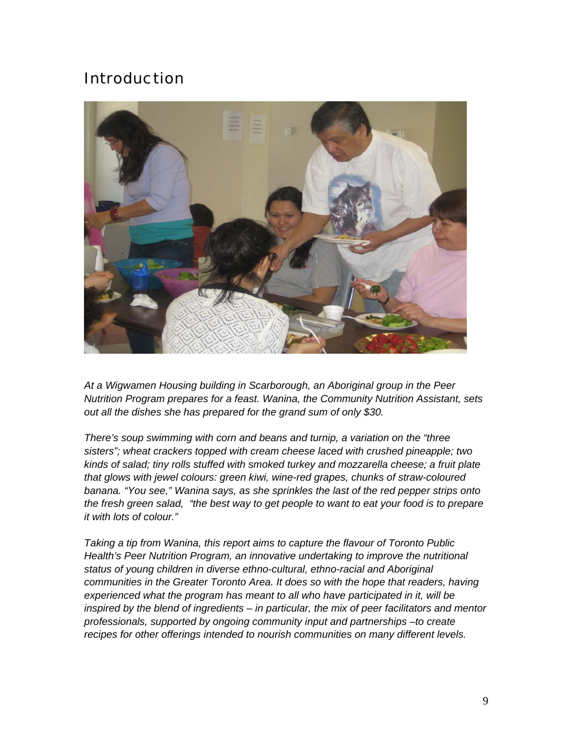# Introduction

*At a Wigwamen Housing building in Scarborough, an Aboriginal group in the Peer Nutrition Program prepares for a feast. Wanina, the Community Nutrition Assistant, sets out all the dishes she has prepared for the grand sum of only $30.*

*There's soup swimming with corn and beans and turnip, a variation on the "three sisters"; wheat crackers topped with cream cheese laced with crushed pineapple; two kinds of salad; tiny rolls stuffed with smoked turkey and mozzarella cheese; a fruit plate that glows with jewel colours: green kiwi, wine-red grapes, chunks of straw-coloured banana. "You see," Wanina says, as she sprinkles the last of the red pepper strips onto the fresh green salad, "the best way to get people to want to eat your food is to prepare it with lots of colour."*

*Taking a tip from Wanina, this report aims to capture the flavour of Toronto Public Health's Peer Nutrition Program, an innovative undertaking to improve the nutritional status of young children in diverse ethno-cultural, ethno-racial and Aboriginal communities in the Greater Toronto Area. It does so with the hope that readers, having experienced what the program has meant to all who have participated in it, will be inspired by the blend of ingredients – in particular, the mix of peer facilitators and mentor professionals, supported by ongoing community input and partnerships –to create recipes for other offerings intended to nourish communities on many different levels.*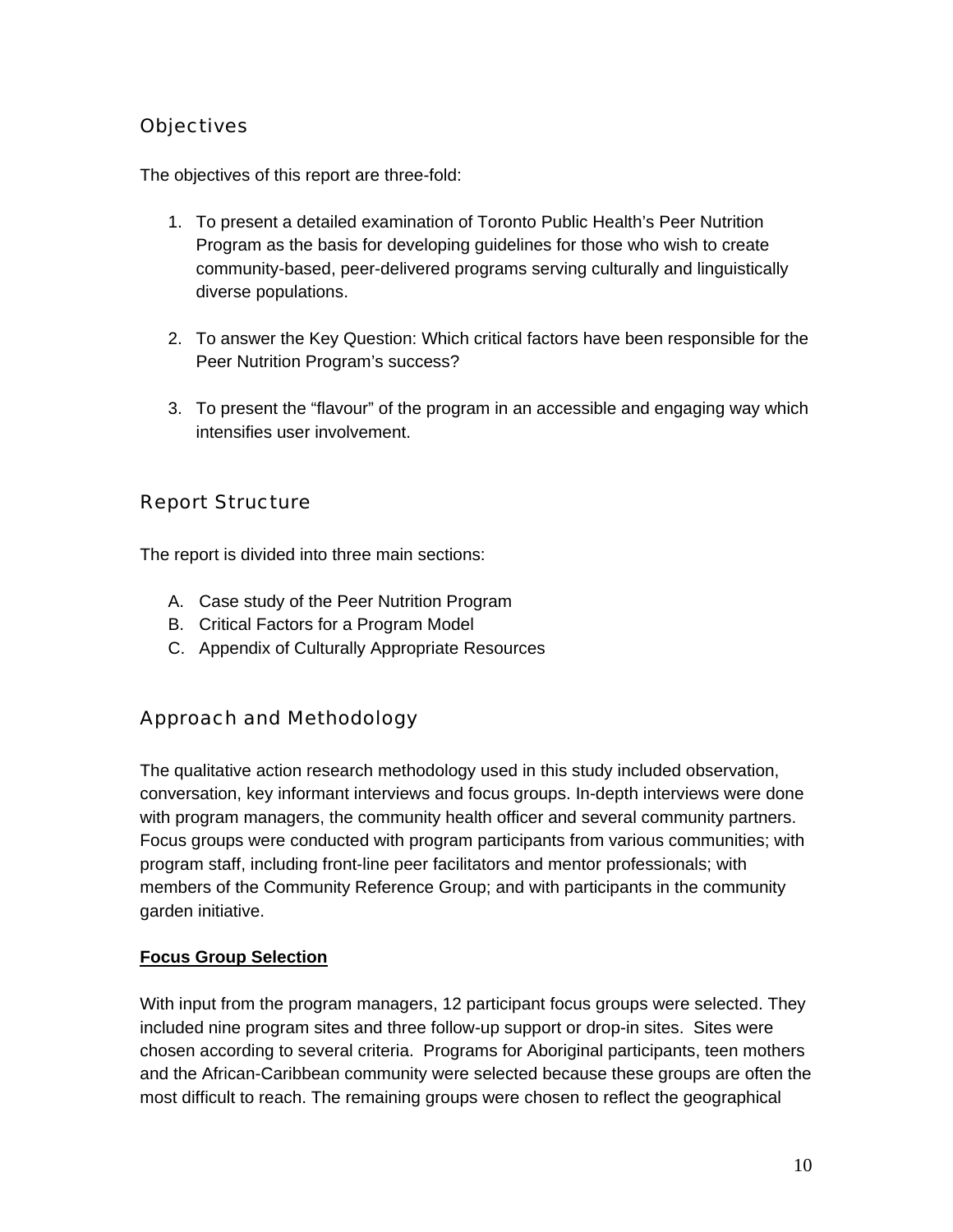## Objectives

The objectives of this report are three-fold:

1. To present a detailed examination of Toronto Public Health's Peer Nutrition Program as the basis for developing guidelines for those who wish to create community-based, peer-delivered programs serving culturally and linguistically diverse populations.

2. To answer the Key Question: Which critical factors have been responsible for the Peer Nutrition Program's success?

3. To present the "flavour" of the program in an accessible and engaging way which intensifies user involvement.

## Report Structure

The report is divided into three main sections:

A. Case study of the Peer Nutrition Program
B. Critical Factors for a Program Model
C. Appendix of Culturally Appropriate Resources

## Approach and Methodology

The qualitative action research methodology used in this study included observation, conversation, key informant interviews and focus groups. In-depth interviews were done with program managers, the community health officer and several community partners. Focus groups were conducted with program participants from various communities; with program staff, including front-line peer facilitators and mentor professionals; with members of the Community Reference Group; and with participants in the community garden initiative.

**Focus Group Selection**

With input from the program managers, 12 participant focus groups were selected. They included nine program sites and three follow-up support or drop-in sites. Sites were chosen according to several criteria. Programs for Aboriginal participants, teen mothers and the African-Caribbean community were selected because these groups are often the most difficult to reach. The remaining groups were chosen to reflect the geographical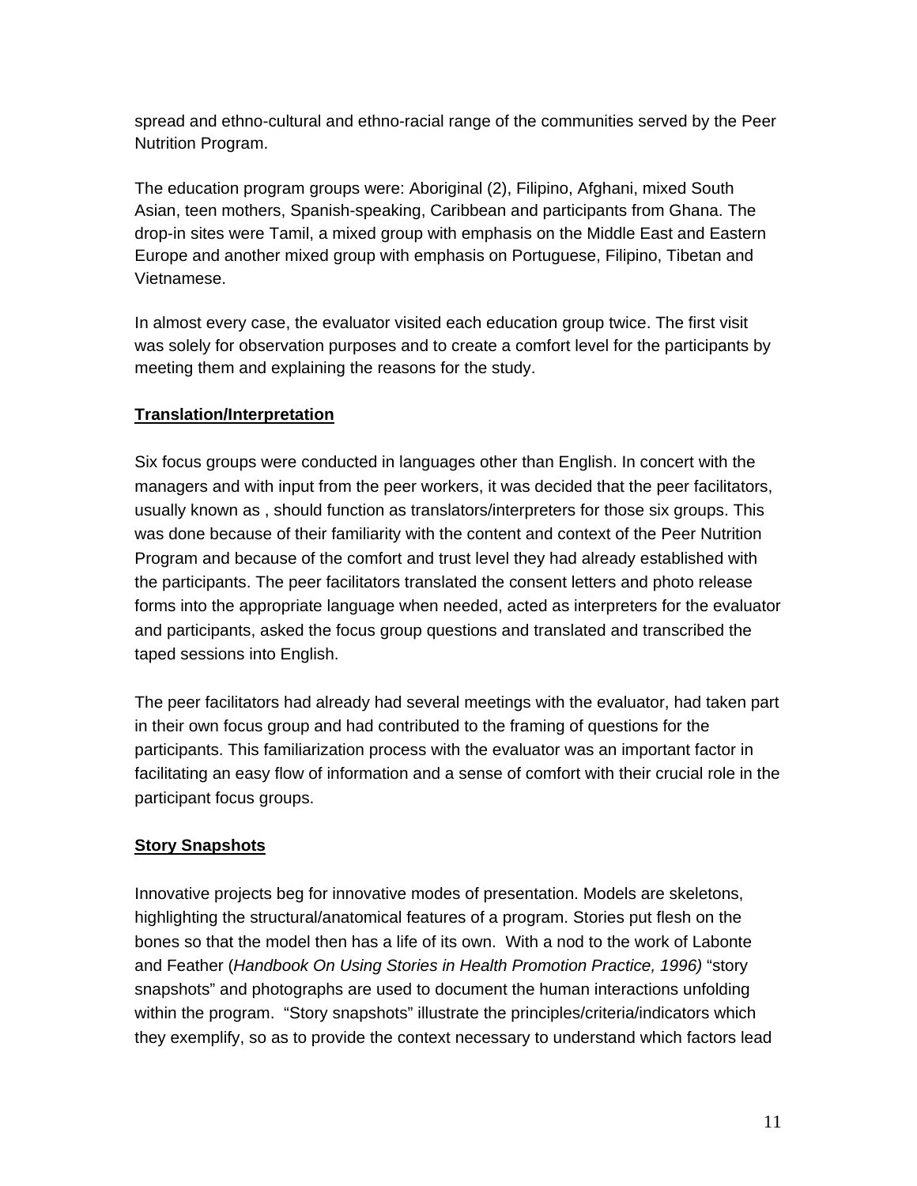spread and ethno-cultural and ethno-racial range of the communities served by the Peer Nutrition Program.

The education program groups were: Aboriginal (2), Filipino, Afghani, mixed South Asian, teen mothers, Spanish-speaking, Caribbean and participants from Ghana. The drop-in sites were Tamil, a mixed group with emphasis on the Middle East and Eastern Europe and another mixed group with emphasis on Portuguese, Filipino, Tibetan and Vietnamese.

In almost every case, the evaluator visited each education group twice. The first visit was solely for observation purposes and to create a comfort level for the participants by meeting them and explaining the reasons for the study.

**Translation/Interpretation**

Six focus groups were conducted in languages other than English. In concert with the managers and with input from the peer workers, it was decided that the peer facilitators, usually known as , should function as translators/interpreters for those six groups. This was done because of their familiarity with the content and context of the Peer Nutrition Program and because of the comfort and trust level they had already established with the participants. The peer facilitators translated the consent letters and photo release forms into the appropriate language when needed, acted as interpreters for the evaluator and participants, asked the focus group questions and translated and transcribed the taped sessions into English.

The peer facilitators had already had several meetings with the evaluator, had taken part in their own focus group and had contributed to the framing of questions for the participants. This familiarization process with the evaluator was an important factor in facilitating an easy flow of information and a sense of comfort with their crucial role in the participant focus groups.

**Story Snapshots**

Innovative projects beg for innovative modes of presentation. Models are skeletons, highlighting the structural/anatomical features of a program. Stories put flesh on the bones so that the model then has a life of its own. With a nod to the work of Labonte and Feather (*Handbook On Using Stories in Health Promotion Practice, 1996)* "story snapshots" and photographs are used to document the human interactions unfolding within the program. "Story snapshots" illustrate the principles/criteria/indicators which they exemplify, so as to provide the context necessary to understand which factors lead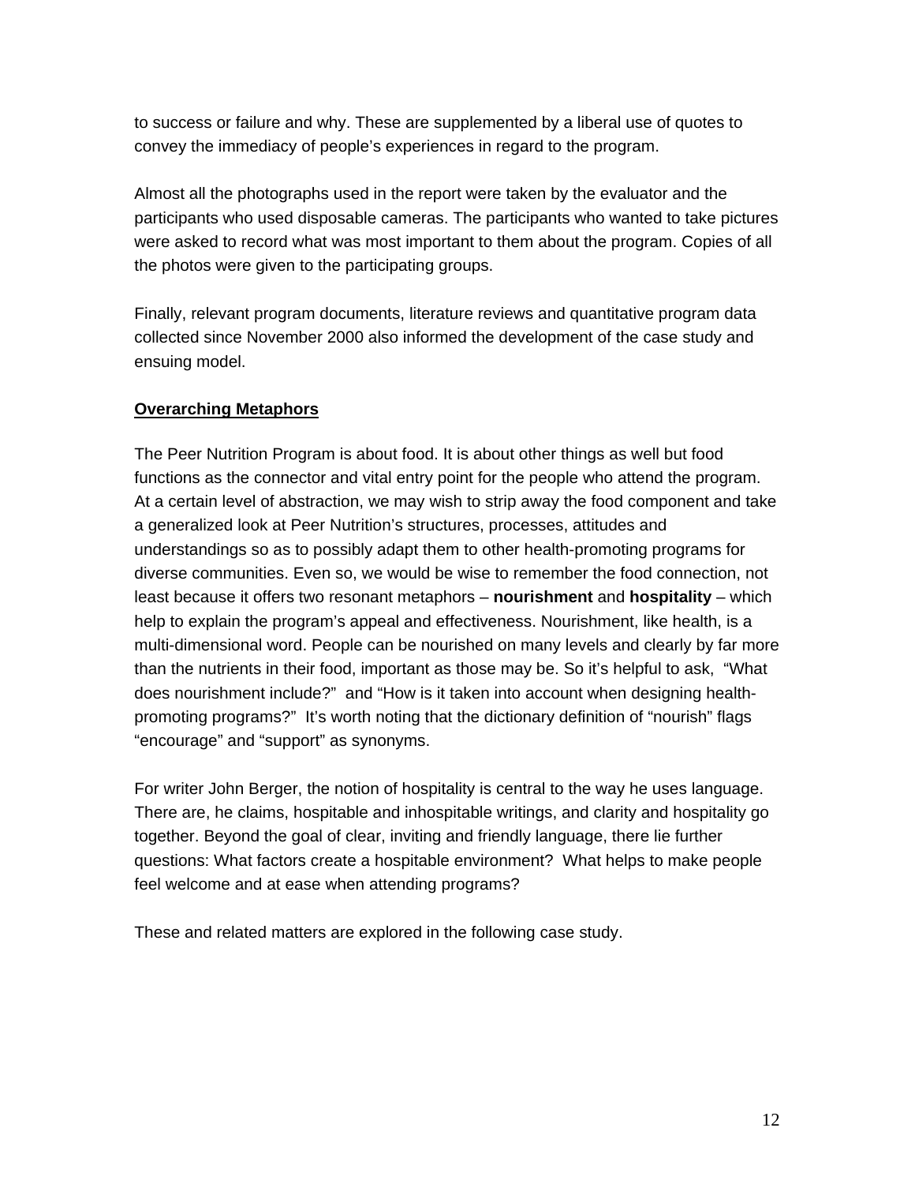to success or failure and why. These are supplemented by a liberal use of quotes to convey the immediacy of people's experiences in regard to the program.

Almost all the photographs used in the report were taken by the evaluator and the participants who used disposable cameras. The participants who wanted to take pictures were asked to record what was most important to them about the program. Copies of all the photos were given to the participating groups.

Finally, relevant program documents, literature reviews and quantitative program data collected since November 2000 also informed the development of the case study and ensuing model.

## Overarching Metaphors

The Peer Nutrition Program is about food. It is about other things as well but food functions as the connector and vital entry point for the people who attend the program. At a certain level of abstraction, we may wish to strip away the food component and take a generalized look at Peer Nutrition's structures, processes, attitudes and understandings so as to possibly adapt them to other health-promoting programs for diverse communities. Even so, we would be wise to remember the food connection, not least because it offers two resonant metaphors – **nourishment** and **hospitality** – which help to explain the program's appeal and effectiveness. Nourishment, like health, is a multi-dimensional word. People can be nourished on many levels and clearly by far more than the nutrients in their food, important as those may be. So it's helpful to ask, "What does nourishment include?" and "How is it taken into account when designing health-promoting programs?" It's worth noting that the dictionary definition of "nourish" flags "encourage" and "support" as synonyms.

For writer John Berger, the notion of hospitality is central to the way he uses language. There are, he claims, hospitable and inhospitable writings, and clarity and hospitality go together. Beyond the goal of clear, inviting and friendly language, there lie further questions: What factors create a hospitable environment? What helps to make people feel welcome and at ease when attending programs?

These and related matters are explored in the following case study.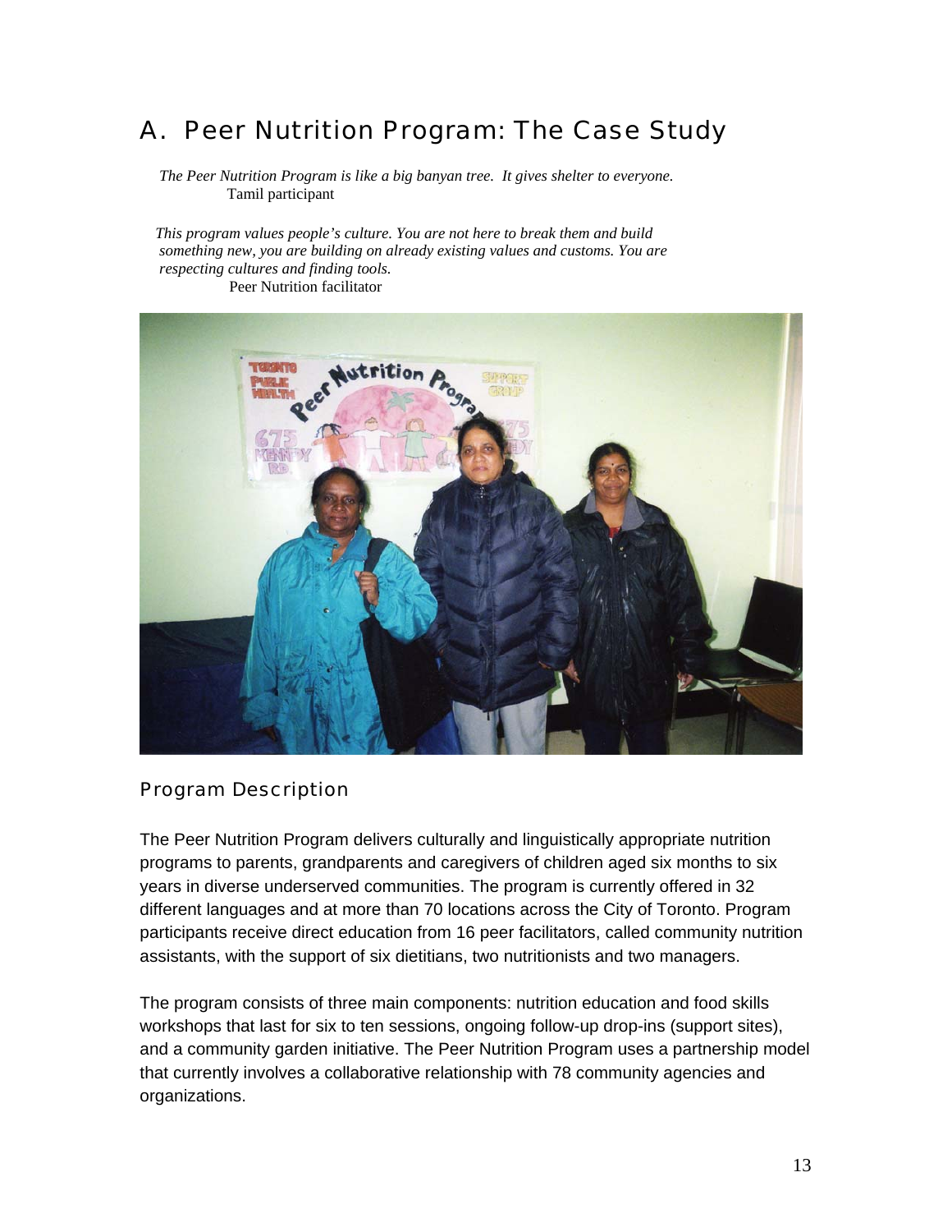# A. Peer Nutrition Program: The Case Study

*The Peer Nutrition Program is like a big banyan tree. It gives shelter to everyone.*
Tamil participant

*This program values people's culture. You are not here to break them and build something new, you are building on already existing values and customs. You are respecting cultures and finding tools.*
Peer Nutrition facilitator

## Program Description

The Peer Nutrition Program delivers culturally and linguistically appropriate nutrition programs to parents, grandparents and caregivers of children aged six months to six years in diverse underserved communities. The program is currently offered in 32 different languages and at more than 70 locations across the City of Toronto. Program participants receive direct education from 16 peer facilitators, called community nutrition assistants, with the support of six dietitians, two nutritionists and two managers.

The program consists of three main components: nutrition education and food skills workshops that last for six to ten sessions, ongoing follow-up drop-ins (support sites), and a community garden initiative. The Peer Nutrition Program uses a partnership model that currently involves a collaborative relationship with 78 community agencies and organizations.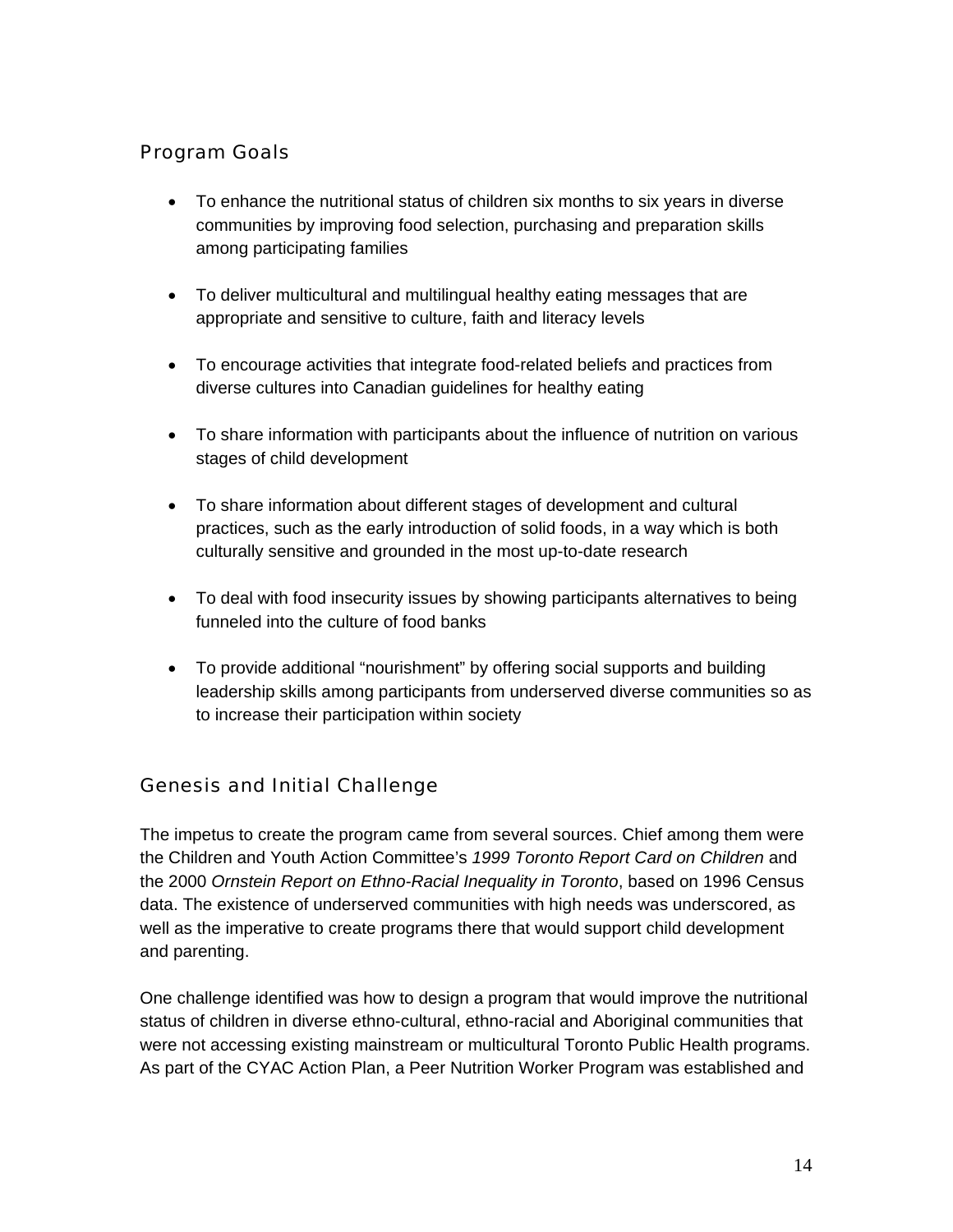## Program Goals

- To enhance the nutritional status of children six months to six years in diverse communities by improving food selection, purchasing and preparation skills among participating families
- To deliver multicultural and multilingual healthy eating messages that are appropriate and sensitive to culture, faith and literacy levels
- To encourage activities that integrate food-related beliefs and practices from diverse cultures into Canadian guidelines for healthy eating
- To share information with participants about the influence of nutrition on various stages of child development
- To share information about different stages of development and cultural practices, such as the early introduction of solid foods, in a way which is both culturally sensitive and grounded in the most up-to-date research
- To deal with food insecurity issues by showing participants alternatives to being funneled into the culture of food banks
- To provide additional "nourishment" by offering social supports and building leadership skills among participants from underserved diverse communities so as to increase their participation within society

## Genesis and Initial Challenge

The impetus to create the program came from several sources. Chief among them were the Children and Youth Action Committee's *1999 Toronto Report Card on Children* and the 2000 *Ornstein Report on Ethno-Racial Inequality in Toronto*, based on 1996 Census data. The existence of underserved communities with high needs was underscored, as well as the imperative to create programs there that would support child development and parenting.

One challenge identified was how to design a program that would improve the nutritional status of children in diverse ethno-cultural, ethno-racial and Aboriginal communities that were not accessing existing mainstream or multicultural Toronto Public Health programs. As part of the CYAC Action Plan, a Peer Nutrition Worker Program was established and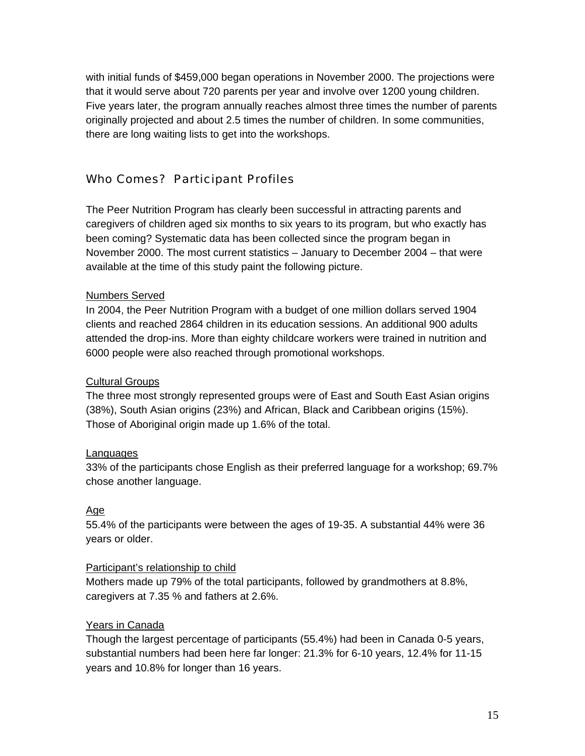with initial funds of $459,000 began operations in November 2000. The projections were that it would serve about 720 parents per year and involve over 1200 young children. Five years later, the program annually reaches almost three times the number of parents originally projected and about 2.5 times the number of children. In some communities, there are long waiting lists to get into the workshops.

## Who Comes? Participant Profiles

The Peer Nutrition Program has clearly been successful in attracting parents and caregivers of children aged six months to six years to its program, but who exactly has been coming? Systematic data has been collected since the program began in November 2000. The most current statistics – January to December 2004 – that were available at the time of this study paint the following picture.

<u>Numbers Served</u>

In 2004, the Peer Nutrition Program with a budget of one million dollars served 1904 clients and reached 2864 children in its education sessions. An additional 900 adults attended the drop-ins. More than eighty childcare workers were trained in nutrition and 6000 people were also reached through promotional workshops.

<u>Cultural Groups</u>

The three most strongly represented groups were of East and South East Asian origins (38%), South Asian origins (23%) and African, Black and Caribbean origins (15%). Those of Aboriginal origin made up 1.6% of the total.

<u>Languages</u>

33% of the participants chose English as their preferred language for a workshop; 69.7% chose another language.

<u>Age</u>

55.4% of the participants were between the ages of 19-35. A substantial 44% were 36 years or older.

<u>Participant's relationship to child</u>

Mothers made up 79% of the total participants, followed by grandmothers at 8.8%, caregivers at 7.35 % and fathers at 2.6%.

<u>Years in Canada</u>

Though the largest percentage of participants (55.4%) had been in Canada 0-5 years, substantial numbers had been here far longer: 21.3% for 6-10 years, 12.4% for 11-15 years and 10.8% for longer than 16 years.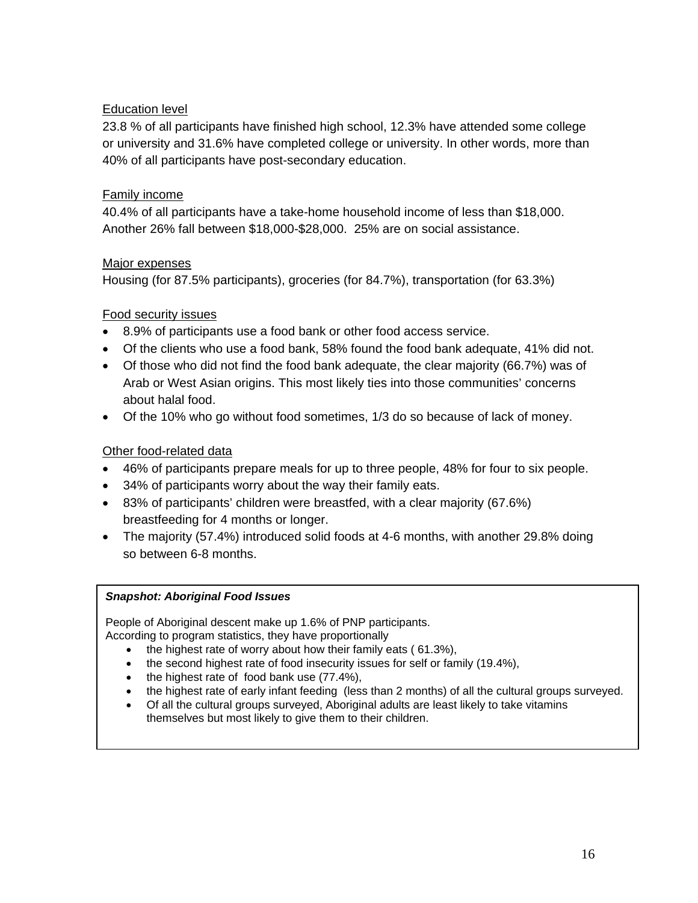<u>Education level</u>

23.8 % of all participants have finished high school, 12.3% have attended some college or university and 31.6% have completed college or university. In other words, more than 40% of all participants have post-secondary education.

<u>Family income</u>

40.4% of all participants have a take-home household income of less than $18,000. Another 26% fall between $18,000-$28,000. 25% are on social assistance.

<u>Major expenses</u>

Housing (for 87.5% participants), groceries (for 84.7%), transportation (for 63.3%)

<u>Food security issues</u>

- 8.9% of participants use a food bank or other food access service.
- Of the clients who use a food bank, 58% found the food bank adequate, 41% did not.
- Of those who did not find the food bank adequate, the clear majority (66.7%) was of Arab or West Asian origins. This most likely ties into those communities' concerns about halal food.
- Of the 10% who go without food sometimes, 1/3 do so because of lack of money.

<u>Other food-related data</u>

- 46% of participants prepare meals for up to three people, 48% for four to six people.
- 34% of participants worry about the way their family eats.
- 83% of participants' children were breastfed, with a clear majority (67.6%) breastfeeding for 4 months or longer.
- The majority (57.4%) introduced solid foods at 4-6 months, with another 29.8% doing so between 6-8 months.

***Snapshot: Aboriginal Food Issues***

People of Aboriginal descent make up 1.6% of PNP participants.
According to program statistics, they have proportionally

- the highest rate of worry about how their family eats ( 61.3%),
- the second highest rate of food insecurity issues for self or family (19.4%),
- the highest rate of food bank use (77.4%),
- the highest rate of early infant feeding (less than 2 months) of all the cultural groups surveyed.
- Of all the cultural groups surveyed, Aboriginal adults are least likely to take vitamins themselves but most likely to give them to their children.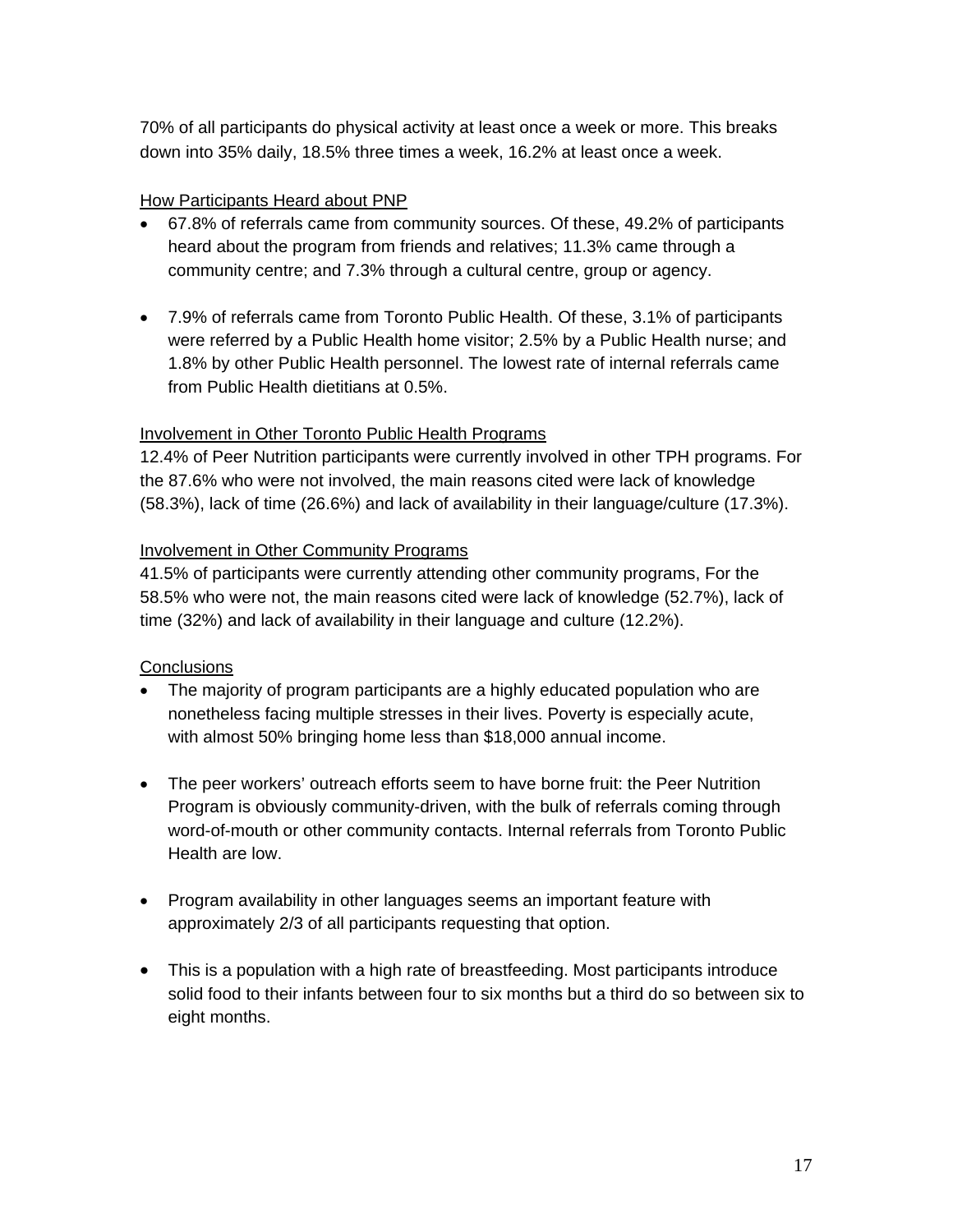70% of all participants do physical activity at least once a week or more. This breaks down into 35% daily, 18.5% three times a week, 16.2% at least once a week.

<u>How Participants Heard about PNP</u>

- 67.8% of referrals came from community sources. Of these, 49.2% of participants heard about the program from friends and relatives; 11.3% came through a community centre; and 7.3% through a cultural centre, group or agency.

- 7.9% of referrals came from Toronto Public Health. Of these, 3.1% of participants were referred by a Public Health home visitor; 2.5% by a Public Health nurse; and 1.8% by other Public Health personnel. The lowest rate of internal referrals came from Public Health dietitians at 0.5%.

<u>Involvement in Other Toronto Public Health Programs</u>

12.4% of Peer Nutrition participants were currently involved in other TPH programs. For the 87.6% who were not involved, the main reasons cited were lack of knowledge (58.3%), lack of time (26.6%) and lack of availability in their language/culture (17.3%).

<u>Involvement in Other Community Programs</u>

41.5% of participants were currently attending other community programs, For the 58.5% who were not, the main reasons cited were lack of knowledge (52.7%), lack of time (32%) and lack of availability in their language and culture (12.2%).

<u>Conclusions</u>

- The majority of program participants are a highly educated population who are nonetheless facing multiple stresses in their lives. Poverty is especially acute, with almost 50% bringing home less than $18,000 annual income.

- The peer workers' outreach efforts seem to have borne fruit: the Peer Nutrition Program is obviously community-driven, with the bulk of referrals coming through word-of-mouth or other community contacts. Internal referrals from Toronto Public Health are low.

- Program availability in other languages seems an important feature with approximately 2/3 of all participants requesting that option.

- This is a population with a high rate of breastfeeding. Most participants introduce solid food to their infants between four to six months but a third do so between six to eight months.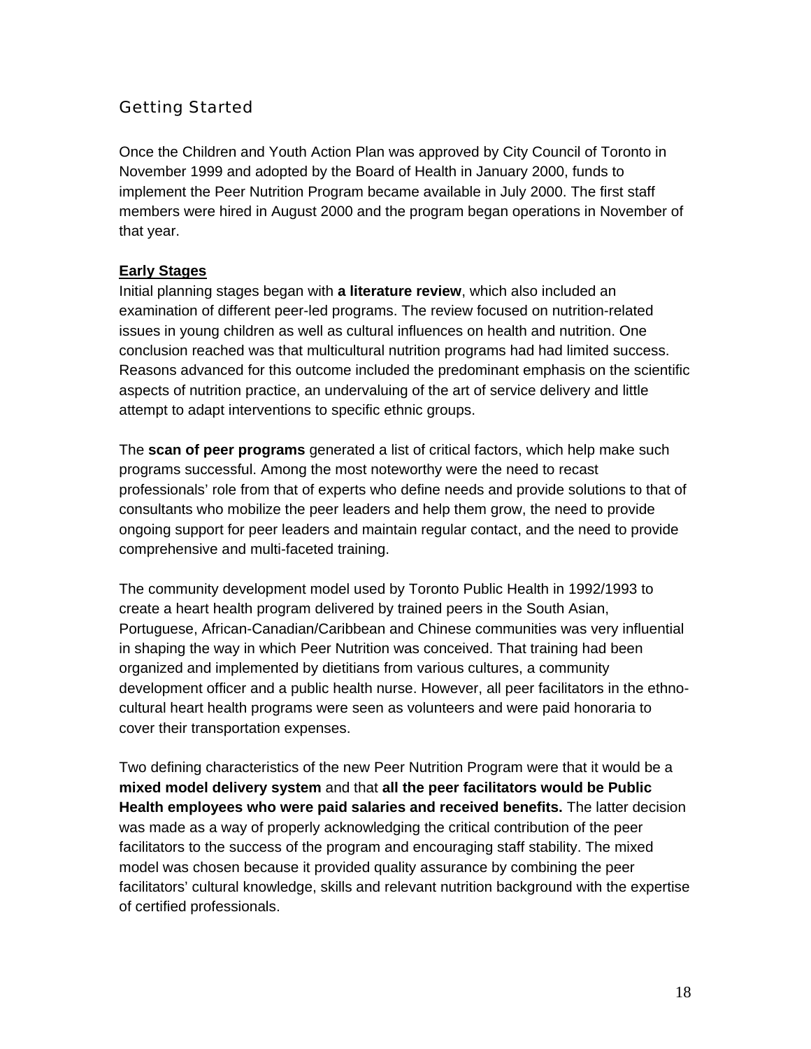## Getting Started

Once the Children and Youth Action Plan was approved by City Council of Toronto in November 1999 and adopted by the Board of Health in January 2000, funds to implement the Peer Nutrition Program became available in July 2000. The first staff members were hired in August 2000 and the program began operations in November of that year.

### Early Stages

Initial planning stages began with **a literature review**, which also included an examination of different peer-led programs. The review focused on nutrition-related issues in young children as well as cultural influences on health and nutrition. One conclusion reached was that multicultural nutrition programs had had limited success. Reasons advanced for this outcome included the predominant emphasis on the scientific aspects of nutrition practice, an undervaluing of the art of service delivery and little attempt to adapt interventions to specific ethnic groups.

The **scan of peer programs** generated a list of critical factors, which help make such programs successful. Among the most noteworthy were the need to recast professionals' role from that of experts who define needs and provide solutions to that of consultants who mobilize the peer leaders and help them grow, the need to provide ongoing support for peer leaders and maintain regular contact, and the need to provide comprehensive and multi-faceted training.

The community development model used by Toronto Public Health in 1992/1993 to create a heart health program delivered by trained peers in the South Asian, Portuguese, African-Canadian/Caribbean and Chinese communities was very influential in shaping the way in which Peer Nutrition was conceived. That training had been organized and implemented by dietitians from various cultures, a community development officer and a public health nurse. However, all peer facilitators in the ethno-cultural heart health programs were seen as volunteers and were paid honoraria to cover their transportation expenses.

Two defining characteristics of the new Peer Nutrition Program were that it would be a **mixed model delivery system** and that **all the peer facilitators would be Public Health employees who were paid salaries and received benefits.** The latter decision was made as a way of properly acknowledging the critical contribution of the peer facilitators to the success of the program and encouraging staff stability. The mixed model was chosen because it provided quality assurance by combining the peer facilitators' cultural knowledge, skills and relevant nutrition background with the expertise of certified professionals.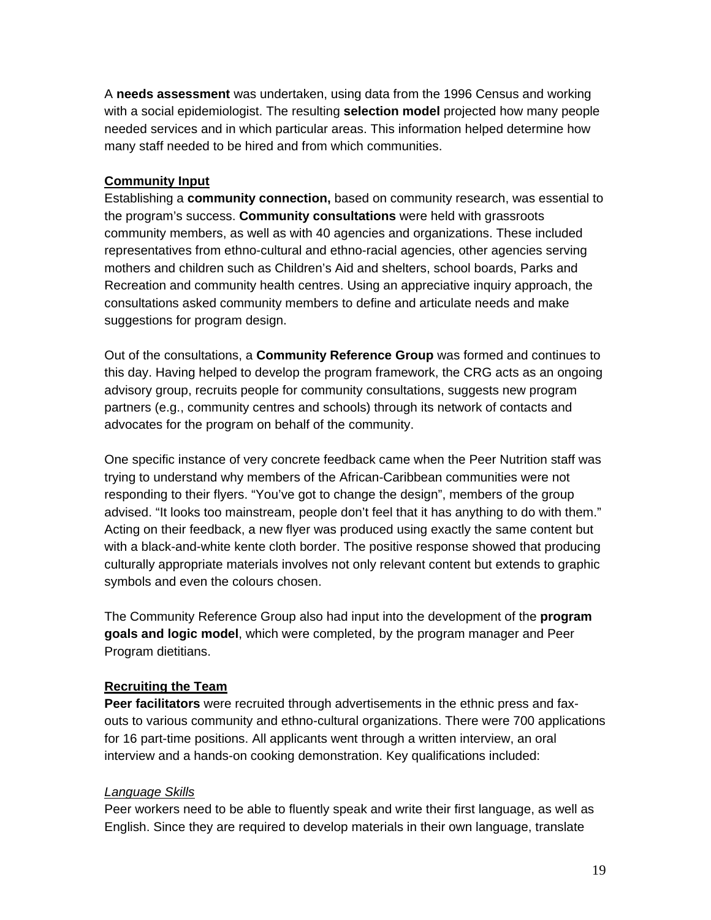A **needs assessment** was undertaken, using data from the 1996 Census and working with a social epidemiologist. The resulting **selection model** projected how many people needed services and in which particular areas. This information helped determine how many staff needed to be hired and from which communities.

**Community Input**

Establishing a **community connection,** based on community research, was essential to the program's success. **Community consultations** were held with grassroots community members, as well as with 40 agencies and organizations. These included representatives from ethno-cultural and ethno-racial agencies, other agencies serving mothers and children such as Children's Aid and shelters, school boards, Parks and Recreation and community health centres. Using an appreciative inquiry approach, the consultations asked community members to define and articulate needs and make suggestions for program design.

Out of the consultations, a **Community Reference Group** was formed and continues to this day. Having helped to develop the program framework, the CRG acts as an ongoing advisory group, recruits people for community consultations, suggests new program partners (e.g., community centres and schools) through its network of contacts and advocates for the program on behalf of the community.

One specific instance of very concrete feedback came when the Peer Nutrition staff was trying to understand why members of the African-Caribbean communities were not responding to their flyers. "You've got to change the design", members of the group advised. "It looks too mainstream, people don't feel that it has anything to do with them." Acting on their feedback, a new flyer was produced using exactly the same content but with a black-and-white kente cloth border. The positive response showed that producing culturally appropriate materials involves not only relevant content but extends to graphic symbols and even the colours chosen.

The Community Reference Group also had input into the development of the **program goals and logic model**, which were completed, by the program manager and Peer Program dietitians.

**Recruiting the Team**

**Peer facilitators** were recruited through advertisements in the ethnic press and fax-outs to various community and ethno-cultural organizations. There were 700 applications for 16 part-time positions. All applicants went through a written interview, an oral interview and a hands-on cooking demonstration. Key qualifications included:

*Language Skills*

Peer workers need to be able to fluently speak and write their first language, as well as English. Since they are required to develop materials in their own language, translate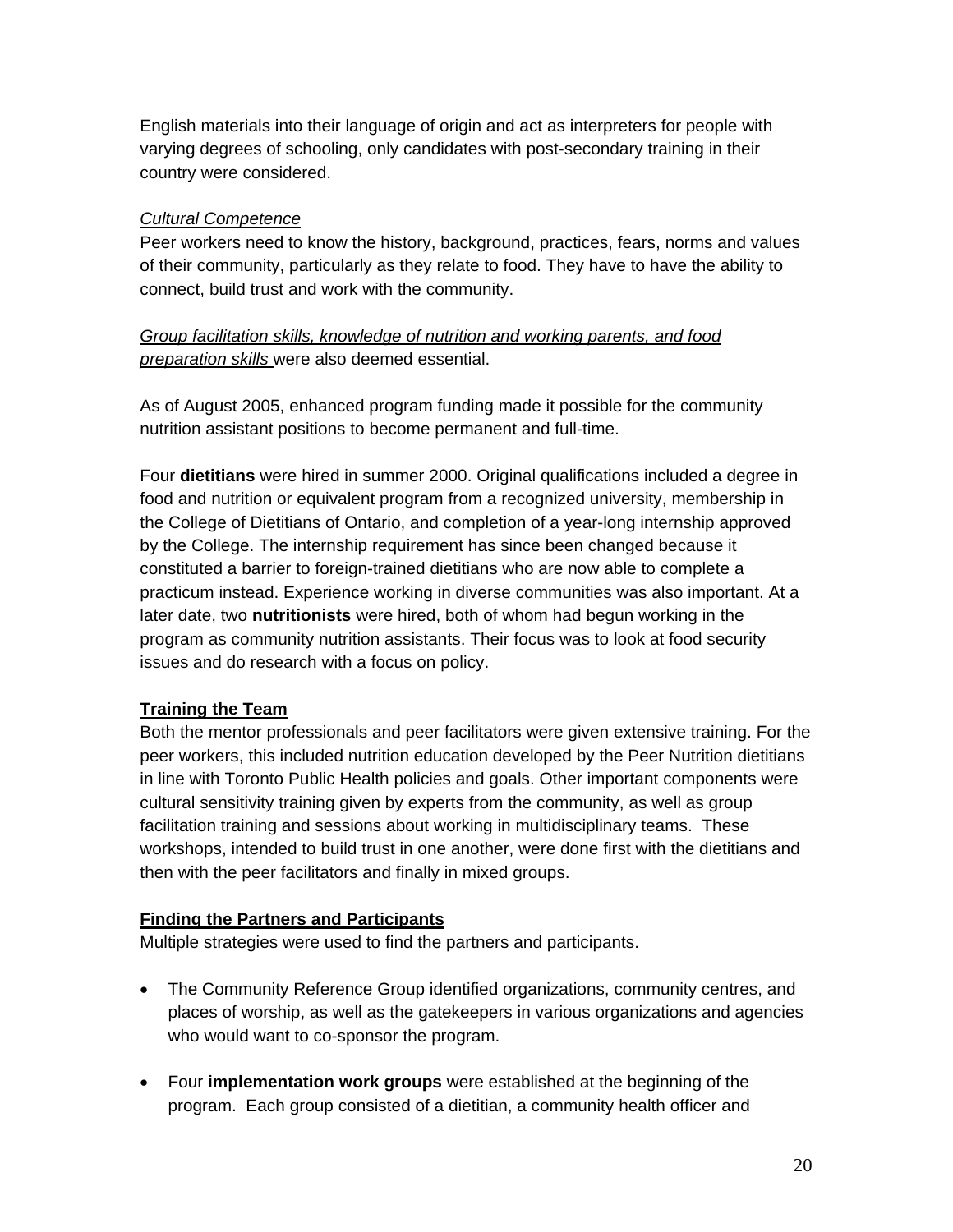English materials into their language of origin and act as interpreters for people with varying degrees of schooling, only candidates with post-secondary training in their country were considered.

*Cultural Competence*

Peer workers need to know the history, background, practices, fears, norms and values of their community, particularly as they relate to food. They have to have the ability to connect, build trust and work with the community.

*Group facilitation skills, knowledge of nutrition and working parents, and food preparation skills* were also deemed essential.

As of August 2005, enhanced program funding made it possible for the community nutrition assistant positions to become permanent and full-time.

Four **dietitians** were hired in summer 2000. Original qualifications included a degree in food and nutrition or equivalent program from a recognized university, membership in the College of Dietitians of Ontario, and completion of a year-long internship approved by the College. The internship requirement has since been changed because it constituted a barrier to foreign-trained dietitians who are now able to complete a practicum instead. Experience working in diverse communities was also important. At a later date, two **nutritionists** were hired, both of whom had begun working in the program as community nutrition assistants. Their focus was to look at food security issues and do research with a focus on policy.

## Training the Team

Both the mentor professionals and peer facilitators were given extensive training. For the peer workers, this included nutrition education developed by the Peer Nutrition dietitians in line with Toronto Public Health policies and goals. Other important components were cultural sensitivity training given by experts from the community, as well as group facilitation training and sessions about working in multidisciplinary teams. These workshops, intended to build trust in one another, were done first with the dietitians and then with the peer facilitators and finally in mixed groups.

## Finding the Partners and Participants

Multiple strategies were used to find the partners and participants.

- The Community Reference Group identified organizations, community centres, and places of worship, as well as the gatekeepers in various organizations and agencies who would want to co-sponsor the program.
- Four **implementation work groups** were established at the beginning of the program. Each group consisted of a dietitian, a community health officer and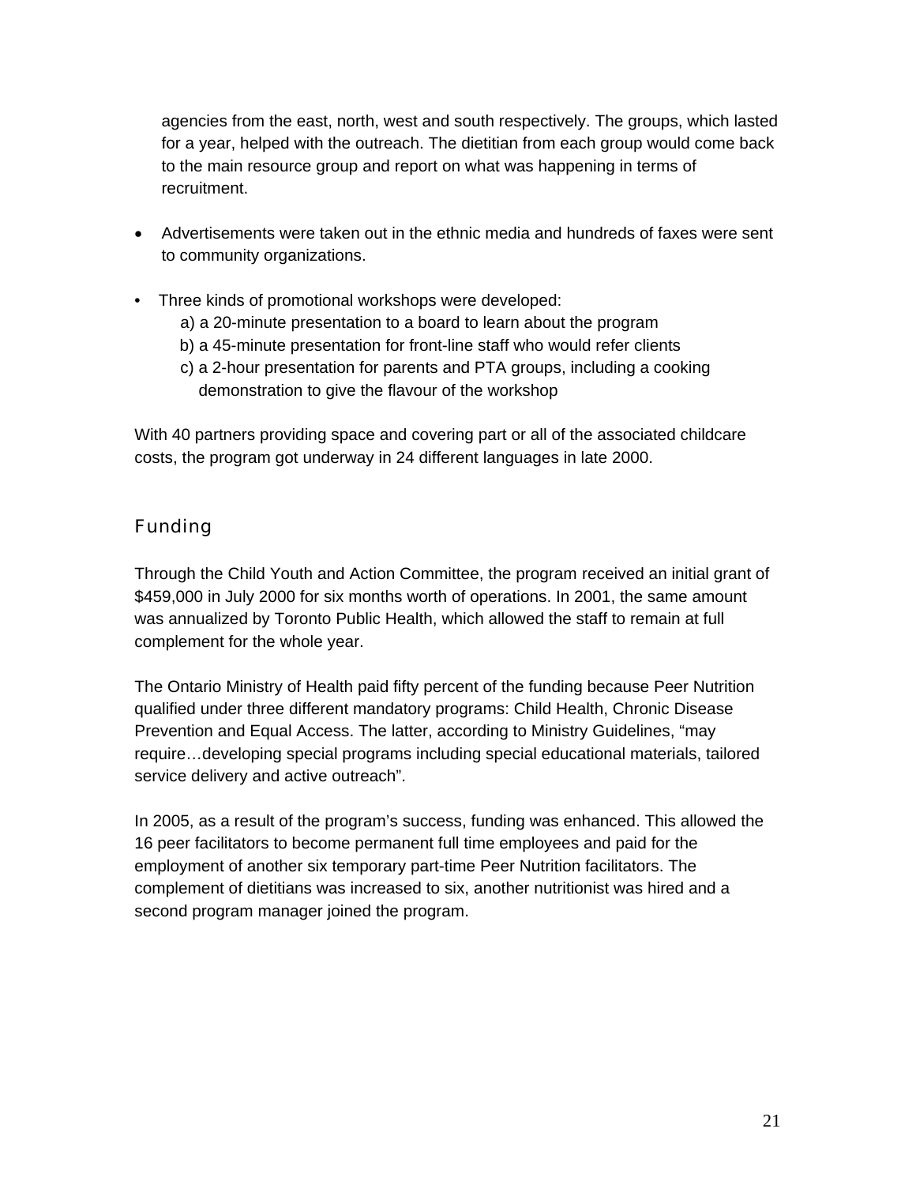agencies from the east, north, west and south respectively. The groups, which lasted for a year, helped with the outreach. The dietitian from each group would come back to the main resource group and report on what was happening in terms of recruitment.

- Advertisements were taken out in the ethnic media and hundreds of faxes were sent to community organizations.

- Three kinds of promotional workshops were developed:
  - a) a 20-minute presentation to a board to learn about the program
  - b) a 45-minute presentation for front-line staff who would refer clients
  - c) a 2-hour presentation for parents and PTA groups, including a cooking demonstration to give the flavour of the workshop

With 40 partners providing space and covering part or all of the associated childcare costs, the program got underway in 24 different languages in late 2000.

## Funding

Through the Child Youth and Action Committee, the program received an initial grant of $459,000 in July 2000 for six months worth of operations. In 2001, the same amount was annualized by Toronto Public Health, which allowed the staff to remain at full complement for the whole year.

The Ontario Ministry of Health paid fifty percent of the funding because Peer Nutrition qualified under three different mandatory programs: Child Health, Chronic Disease Prevention and Equal Access. The latter, according to Ministry Guidelines, "may require…developing special programs including special educational materials, tailored service delivery and active outreach".

In 2005, as a result of the program's success, funding was enhanced. This allowed the 16 peer facilitators to become permanent full time employees and paid for the employment of another six temporary part-time Peer Nutrition facilitators. The complement of dietitians was increased to six, another nutritionist was hired and a second program manager joined the program.